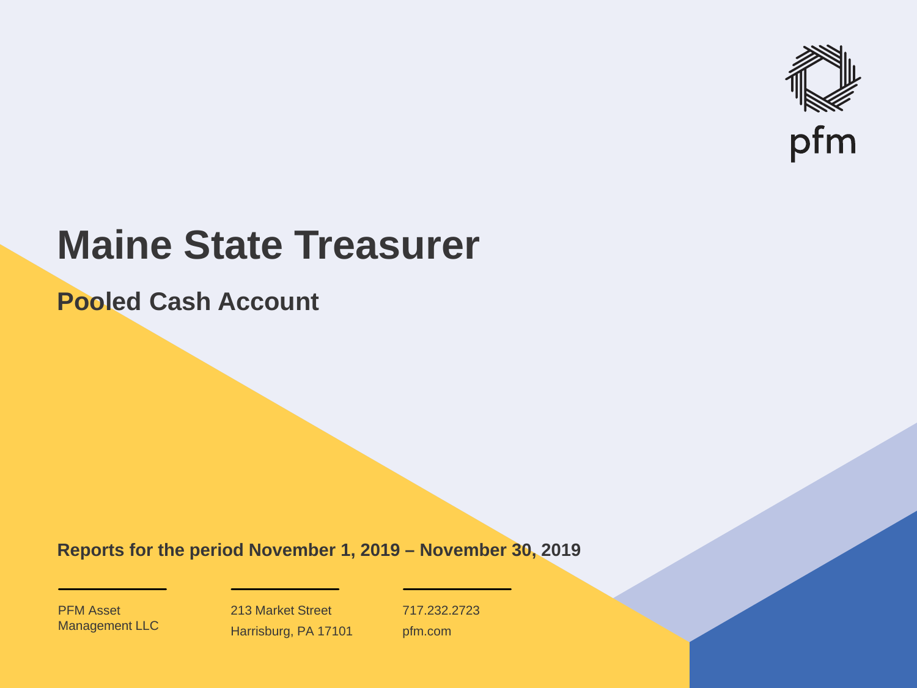pfm

# Maine State Treasurer

## Pooled Cash Account

**Reports for the period November 1, 2019 – November 30, 2019**

PFM Asset Management LLC

213 Market Street
Harrisburg, PA 17101

717.232.2723
pfm.com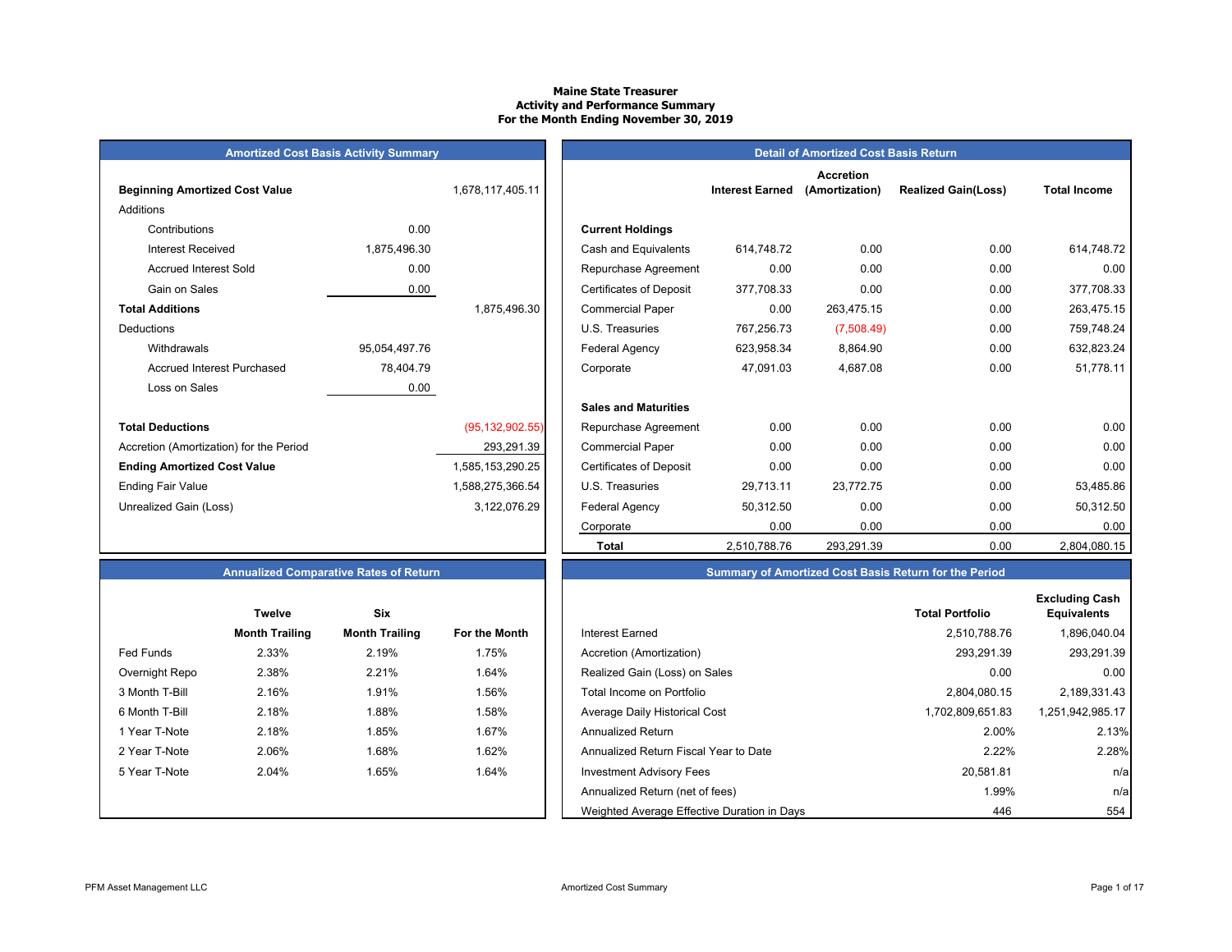# Maine State Treasurer
## Activity and Performance Summary
### For the Month Ending November 30, 2019

## Amortized Cost Basis Activity Summary

| | | |
|---|---|---|
| **Beginning Amortized Cost Value** | | 1,678,117,405.11 |
| Additions | | |
| Contributions | 0.00 | |
| Interest Received | 1,875,496.30 | |
| Accrued Interest Sold | 0.00 | |
| Gain on Sales | 0.00 | |
| **Total Additions** | | 1,875,496.30 |
| Deductions | | |
| Withdrawals | 95,054,497.76 | |
| Accrued Interest Purchased | 78,404.79 | |
| Loss on Sales | 0.00 | |
| **Total Deductions** | | (95,132,902.55) |
| Accretion (Amortization) for the Period | | 293,291.39 |
| **Ending Amortized Cost Value** | | 1,585,153,290.25 |
| Ending Fair Value | | 1,588,275,366.54 |
| Unrealized Gain (Loss) | | 3,122,076.29 |

## Detail of Amortized Cost Basis Return

| | Interest Earned | Accretion (Amortization) | Realized Gain(Loss) | Total Income |
|---|---|---|---|---|
| **Current Holdings** | | | | |
| Cash and Equivalents | 614,748.72 | 0.00 | 0.00 | 614,748.72 |
| Repurchase Agreement | 0.00 | 0.00 | 0.00 | 0.00 |
| Certificates of Deposit | 377,708.33 | 0.00 | 0.00 | 377,708.33 |
| Commercial Paper | 0.00 | 263,475.15 | 0.00 | 263,475.15 |
| U.S. Treasuries | 767,256.73 | (7,508.49) | 0.00 | 759,748.24 |
| Federal Agency | 623,958.34 | 8,864.90 | 0.00 | 632,823.24 |
| Corporate | 47,091.03 | 4,687.08 | 0.00 | 51,778.11 |
| **Sales and Maturities** | | | | |
| Repurchase Agreement | 0.00 | 0.00 | 0.00 | 0.00 |
| Commercial Paper | 0.00 | 0.00 | 0.00 | 0.00 |
| Certificates of Deposit | 0.00 | 0.00 | 0.00 | 0.00 |
| U.S. Treasuries | 29,713.11 | 23,772.75 | 0.00 | 53,485.86 |
| Federal Agency | 50,312.50 | 0.00 | 0.00 | 50,312.50 |
| Corporate | 0.00 | 0.00 | 0.00 | 0.00 |
| **Total** | 2,510,788.76 | 293,291.39 | 0.00 | 2,804,080.15 |

## Annualized Comparative Rates of Return

| | Twelve Month Trailing | Six Month Trailing | For the Month |
|---|---|---|---|
| Fed Funds | 2.33% | 2.19% | 1.75% |
| Overnight Repo | 2.38% | 2.21% | 1.64% |
| 3 Month T-Bill | 2.16% | 1.91% | 1.56% |
| 6 Month T-Bill | 2.18% | 1.88% | 1.58% |
| 1 Year T-Note | 2.18% | 1.85% | 1.67% |
| 2 Year T-Note | 2.06% | 1.68% | 1.62% |
| 5 Year T-Note | 2.04% | 1.65% | 1.64% |

## Summary of Amortized Cost Basis Return for the Period

| | Total Portfolio | Excluding Cash Equivalents |
|---|---|---|
| Interest Earned | 2,510,788.76 | 1,896,040.04 |
| Accretion (Amortization) | 293,291.39 | 293,291.39 |
| Realized Gain (Loss) on Sales | 0.00 | 0.00 |
| Total Income on Portfolio | 2,804,080.15 | 2,189,331.43 |
| Average Daily Historical Cost | 1,702,809,651.83 | 1,251,942,985.17 |
| Annualized Return | 2.00% | 2.13% |
| Annualized Return Fiscal Year to Date | 2.22% | 2.28% |
| Investment Advisory Fees | 20,581.81 | n/a |
| Annualized Return (net of fees) | 1.99% | n/a |
| Weighted Average Effective Duration in Days | 446 | 554 |

PFM Asset Management LLC — Amortized Cost Summary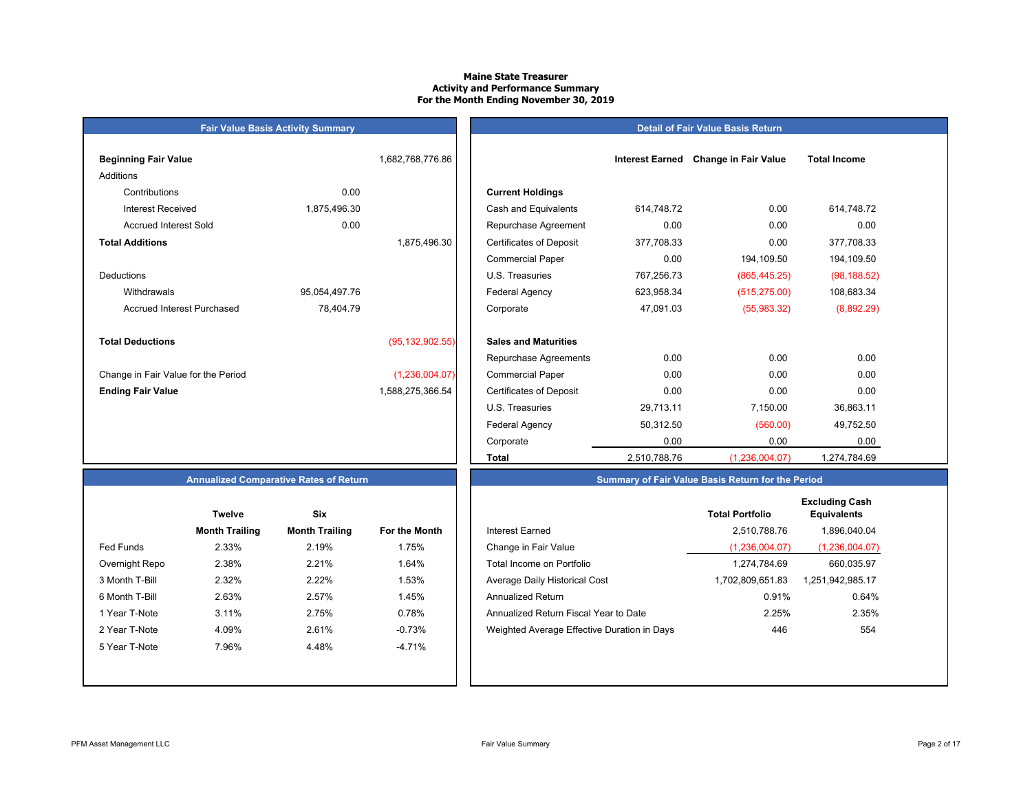# Maine State Treasurer
## Activity and Performance Summary
## For the Month Ending November 30, 2019

### Fair Value Basis Activity Summary

| | | |
|---|---|---|
| **Beginning Fair Value** | | 1,682,768,776.86 |
| Additions | | |
| Contributions | 0.00 | |
| Interest Received | 1,875,496.30 | |
| Accrued Interest Sold | 0.00 | |
| **Total Additions** | | 1,875,496.30 |
| Deductions | | |
| Withdrawals | 95,054,497.76 | |
| Accrued Interest Purchased | 78,404.79 | |
| **Total Deductions** | | (95,132,902.55) |
| Change in Fair Value for the Period | | (1,236,004.07) |
| **Ending Fair Value** | | 1,588,275,366.54 |

### Detail of Fair Value Basis Return

| | Interest Earned | Change in Fair Value | Total Income |
|---|---|---|---|
| **Current Holdings** | | | |
| Cash and Equivalents | 614,748.72 | 0.00 | 614,748.72 |
| Repurchase Agreement | 0.00 | 0.00 | 0.00 |
| Certificates of Deposit | 377,708.33 | 0.00 | 377,708.33 |
| Commercial Paper | 0.00 | 194,109.50 | 194,109.50 |
| U.S. Treasuries | 767,256.73 | (865,445.25) | (98,188.52) |
| Federal Agency | 623,958.34 | (515,275.00) | 108,683.34 |
| Corporate | 47,091.03 | (55,983.32) | (8,892.29) |
| **Sales and Maturities** | | | |
| Repurchase Agreements | 0.00 | 0.00 | 0.00 |
| Commercial Paper | 0.00 | 0.00 | 0.00 |
| Certificates of Deposit | 0.00 | 0.00 | 0.00 |
| U.S. Treasuries | 29,713.11 | 7,150.00 | 36,863.11 |
| Federal Agency | 50,312.50 | (560.00) | 49,752.50 |
| Corporate | 0.00 | 0.00 | 0.00 |
| **Total** | 2,510,788.76 | (1,236,004.07) | 1,274,784.69 |

### Annualized Comparative Rates of Return

| | Twelve Month Trailing | Six Month Trailing | For the Month |
|---|---|---|---|
| Fed Funds | 2.33% | 2.19% | 1.75% |
| Overnight Repo | 2.38% | 2.21% | 1.64% |
| 3 Month T-Bill | 2.32% | 2.22% | 1.53% |
| 6 Month T-Bill | 2.63% | 2.57% | 1.45% |
| 1 Year T-Note | 3.11% | 2.75% | 0.78% |
| 2 Year T-Note | 4.09% | 2.61% | -0.73% |
| 5 Year T-Note | 7.96% | 4.48% | -4.71% |

### Summary of Fair Value Basis Return for the Period

| | Total Portfolio | Excluding Cash Equivalents |
|---|---|---|
| Interest Earned | 2,510,788.76 | 1,896,040.04 |
| Change in Fair Value | (1,236,004.07) | (1,236,004.07) |
| Total Income on Portfolio | 1,274,784.69 | 660,035.97 |
| Average Daily Historical Cost | 1,702,809,651.83 | 1,251,942,985.17 |
| Annualized Return | 0.91% | 0.64% |
| Annualized Return Fiscal Year to Date | 2.25% | 2.35% |
| Weighted Average Effective Duration in Days | 446 | 554 |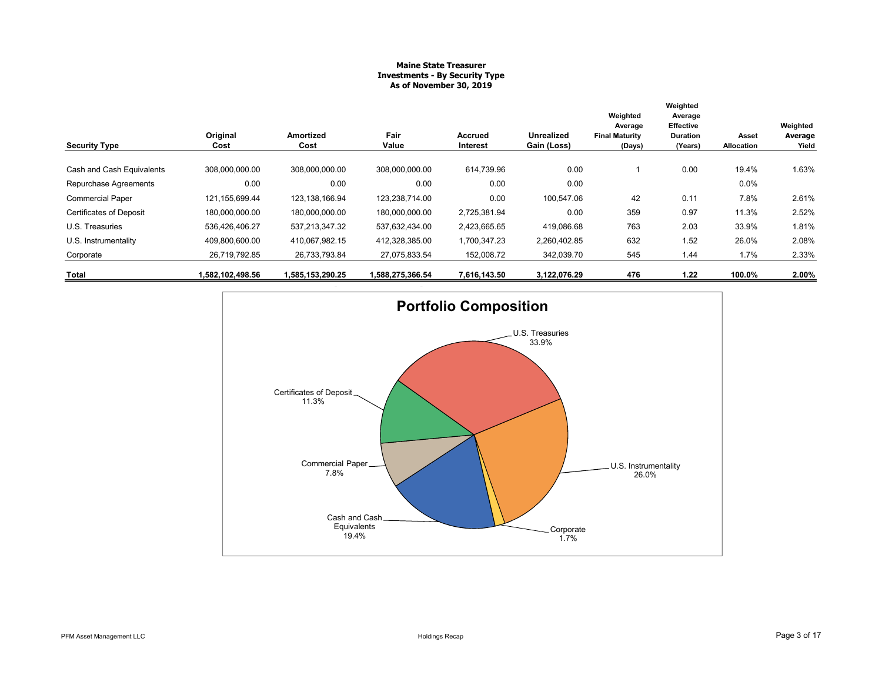# Maine State Treasurer
## Investments - By Security Type
### As of November 30, 2019

| Security Type | Original Cost | Amortized Cost | Fair Value | Accrued Interest | Unrealized Gain (Loss) | Weighted Average Final Maturity (Days) | Weighted Average Effective Duration (Years) | Asset Allocation | Weighted Average Yield |
|---|---|---|---|---|---|---|---|---|---|
| Cash and Cash Equivalents | 308,000,000.00 | 308,000,000.00 | 308,000,000.00 | 614,739.96 | 0.00 | 1 | 0.00 | 19.4% | 1.63% |
| Repurchase Agreements | 0.00 | 0.00 | 0.00 | 0.00 | 0.00 | | | 0.0% | |
| Commercial Paper | 121,155,699.44 | 123,138,166.94 | 123,238,714.00 | 0.00 | 100,547.06 | 42 | 0.11 | 7.8% | 2.61% |
| Certificates of Deposit | 180,000,000.00 | 180,000,000.00 | 180,000,000.00 | 2,725,381.94 | 0.00 | 359 | 0.97 | 11.3% | 2.52% |
| U.S. Treasuries | 536,426,406.27 | 537,213,347.32 | 537,632,434.00 | 2,423,665.65 | 419,086.68 | 763 | 2.03 | 33.9% | 1.81% |
| U.S. Instrumentality | 409,800,600.00 | 410,067,982.15 | 412,328,385.00 | 1,700,347.23 | 2,260,402.85 | 632 | 1.52 | 26.0% | 2.08% |
| Corporate | 26,719,792.85 | 26,733,793.84 | 27,075,833.54 | 152,008.72 | 342,039.70 | 545 | 1.44 | 1.7% | 2.33% |
| **Total** | **1,582,102,498.56** | **1,585,153,290.25** | **1,588,275,366.54** | **7,616,143.50** | **3,122,076.29** | **476** | **1.22** | **100.0%** | **2.00%** |

## Portfolio Composition

- U.S. Treasuries 33.9%
- U.S. Instrumentality 26.0%
- Corporate 1.7%
- Cash and Cash Equivalents 19.4%
- Commercial Paper 7.8%
- Certificates of Deposit 11.3%

PFM Asset Management LLC

Holdings Recap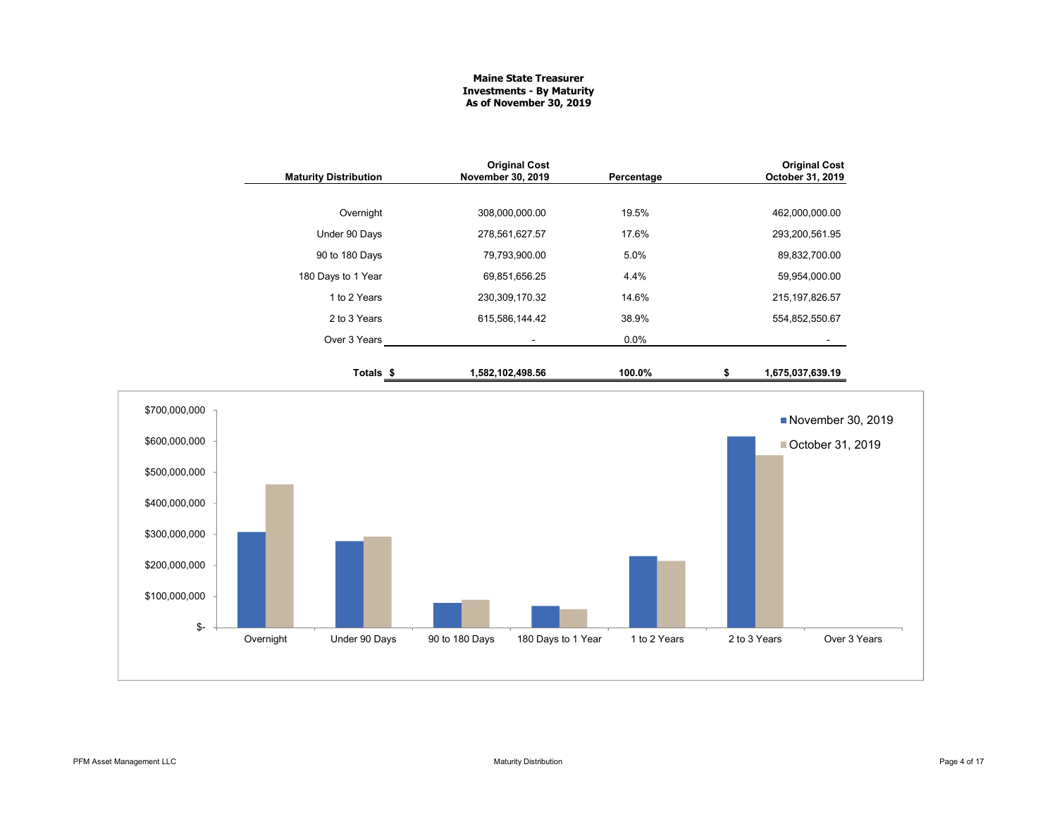**Maine State Treasurer**
**Investments - By Maturity**
**As of November 30, 2019**

| Maturity Distribution | Original Cost November 30, 2019 | Percentage | Original Cost October 31, 2019 |
|---|---|---|---|
| Overnight | 308,000,000.00 | 19.5% | 462,000,000.00 |
| Under 90 Days | 278,561,627.57 | 17.6% | 293,200,561.95 |
| 90 to 180 Days | 79,793,900.00 | 5.0% | 89,832,700.00 |
| 180 Days to 1 Year | 69,851,656.25 | 4.4% | 59,954,000.00 |
| 1 to 2 Years | 230,309,170.32 | 14.6% | 215,197,826.57 |
| 2 to 3 Years | 615,586,144.42 | 38.9% | 554,852,550.67 |
| Over 3 Years | - | 0.0% | - |
| **Totals** | **$ 1,582,102,498.56** | **100.0%** | **$ 1,675,037,639.19** |

| Maturity Distribution | November 30, 2019 | October 31, 2019 |
|---|---|---|
| Overnight | 308,000,000.00 | 462,000,000.00 |
| Under 90 Days | 278,561,627.57 | 293,200,561.95 |
| 90 to 180 Days | 79,793,900.00 | 89,832,700.00 |
| 180 Days to 1 Year | 69,851,656.25 | 59,954,000.00 |
| 1 to 2 Years | 230,309,170.32 | 215,197,826.57 |
| 2 to 3 Years | 615,586,144.42 | 554,852,550.67 |
| Over 3 Years | - | - |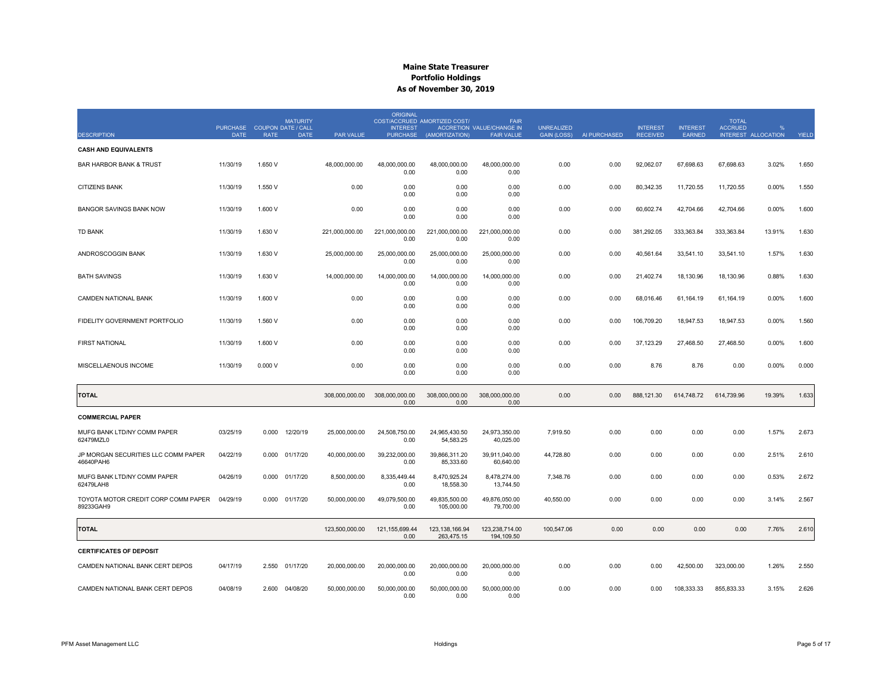# Maine State Treasurer
## Portfolio Holdings
### As of November 30, 2019

| DESCRIPTION | PURCHASE DATE | COUPON RATE | MATURITY DATE / CALL DATE | PAR VALUE | ORIGINAL COST/ACCRUED INTEREST PURCHASE | AMORTIZED COST/ ACCRETION (AMORTIZATION) | FAIR VALUE/CHANGE IN FAIR VALUE | UNREALIZED GAIN (LOSS) | AI PURCHASED | INTEREST RECEIVED | INTEREST EARNED | TOTAL ACCRUED INTEREST | % ALLOCATION | YIELD |
|---|---|---|---|---|---|---|---|---|---|---|---|---|---|---|
| **CASH AND EQUIVALENTS** | | | | | | | | | | | | | | |
| BAR HARBOR BANK & TRUST | 11/30/19 | 1.650 V | | 48,000,000.00 | 48,000,000.00 0.00 | 48,000,000.00 0.00 | 48,000,000.00 0.00 | 0.00 | 0.00 | 92,062.07 | 67,698.63 | 67,698.63 | 3.02% | 1.650 |
| CITIZENS BANK | 11/30/19 | 1.550 V | | 0.00 | 0.00 0.00 | 0.00 0.00 | 0.00 0.00 | 0.00 | 0.00 | 80,342.35 | 11,720.55 | 11,720.55 | 0.00% | 1.550 |
| BANGOR SAVINGS BANK NOW | 11/30/19 | 1.600 V | | 0.00 | 0.00 0.00 | 0.00 0.00 | 0.00 0.00 | 0.00 | 0.00 | 60,602.74 | 42,704.66 | 42,704.66 | 0.00% | 1.600 |
| TD BANK | 11/30/19 | 1.630 V | | 221,000,000.00 | 221,000,000.00 0.00 | 221,000,000.00 0.00 | 221,000,000.00 0.00 | 0.00 | 0.00 | 381,292.05 | 333,363.84 | 333,363.84 | 13.91% | 1.630 |
| ANDROSCOGGIN BANK | 11/30/19 | 1.630 V | | 25,000,000.00 | 25,000,000.00 0.00 | 25,000,000.00 0.00 | 25,000,000.00 0.00 | 0.00 | 0.00 | 40,561.64 | 33,541.10 | 33,541.10 | 1.57% | 1.630 |
| BATH SAVINGS | 11/30/19 | 1.630 V | | 14,000,000.00 | 14,000,000.00 0.00 | 14,000,000.00 0.00 | 14,000,000.00 0.00 | 0.00 | 0.00 | 21,402.74 | 18,130.96 | 18,130.96 | 0.88% | 1.630 |
| CAMDEN NATIONAL BANK | 11/30/19 | 1.600 V | | 0.00 | 0.00 0.00 | 0.00 0.00 | 0.00 0.00 | 0.00 | 0.00 | 68,016.46 | 61,164.19 | 61,164.19 | 0.00% | 1.600 |
| FIDELITY GOVERNMENT PORTFOLIO | 11/30/19 | 1.560 V | | 0.00 | 0.00 0.00 | 0.00 0.00 | 0.00 0.00 | 0.00 | 0.00 | 106,709.20 | 18,947.53 | 18,947.53 | 0.00% | 1.560 |
| FIRST NATIONAL | 11/30/19 | 1.600 V | | 0.00 | 0.00 0.00 | 0.00 0.00 | 0.00 0.00 | 0.00 | 0.00 | 37,123.29 | 27,468.50 | 27,468.50 | 0.00% | 1.600 |
| MISCELLANEOUS INCOME | 11/30/19 | 0.000 V | | 0.00 | 0.00 0.00 | 0.00 0.00 | 0.00 0.00 | 0.00 | 0.00 | 8.76 | 8.76 | 0.00 | 0.00% | 0.000 |
| **TOTAL** | | | | 308,000,000.00 | 308,000,000.00 0.00 | 308,000,000.00 0.00 | 308,000,000.00 0.00 | 0.00 | 0.00 | 888,121.30 | 614,748.72 | 614,739.96 | 19.39% | 1.633 |
| **COMMERCIAL PAPER** | | | | | | | | | | | | | | |
| MUFG BANK LTD/NY COMM PAPER 62479MZL0 | 03/25/19 | 0.000 | 12/20/19 | 25,000,000.00 | 24,508,750.00 0.00 | 24,965,430.50 54,583.25 | 24,973,350.00 40,025.00 | 7,919.50 | 0.00 | 0.00 | 0.00 | 0.00 | 1.57% | 2.673 |
| JP MORGAN SECURITIES LLC COMM PAPER 46640PAH6 | 04/22/19 | 0.000 | 01/17/20 | 40,000,000.00 | 39,232,000.00 0.00 | 39,866,311.20 85,333.60 | 39,911,040.00 60,640.00 | 44,728.80 | 0.00 | 0.00 | 0.00 | 0.00 | 2.51% | 2.610 |
| MUFG BANK LTD/NY COMM PAPER 62479LAH8 | 04/26/19 | 0.000 | 01/17/20 | 8,500,000.00 | 8,335,449.44 0.00 | 8,470,925.24 18,558.30 | 8,478,274.00 13,744.50 | 7,348.76 | 0.00 | 0.00 | 0.00 | 0.00 | 0.53% | 2.672 |
| TOYOTA MOTOR CREDIT CORP COMM PAPER 89233GAH9 | 04/29/19 | 0.000 | 01/17/20 | 50,000,000.00 | 49,079,500.00 0.00 | 49,835,500.00 105,000.00 | 49,876,050.00 79,700.00 | 40,550.00 | 0.00 | 0.00 | 0.00 | 0.00 | 3.14% | 2.567 |
| **TOTAL** | | | | 123,500,000.00 | 121,155,699.44 0.00 | 123,138,166.94 263,475.15 | 123,238,714.00 194,109.50 | 100,547.06 | 0.00 | 0.00 | 0.00 | 0.00 | 7.76% | 2.610 |
| **CERTIFICATES OF DEPOSIT** | | | | | | | | | | | | | | |
| CAMDEN NATIONAL BANK CERT DEPOS | 04/17/19 | 2.550 | 01/17/20 | 20,000,000.00 | 20,000,000.00 0.00 | 20,000,000.00 0.00 | 20,000,000.00 0.00 | 0.00 | 0.00 | 0.00 | 42,500.00 | 323,000.00 | 1.26% | 2.550 |
| CAMDEN NATIONAL BANK CERT DEPOS | 04/08/19 | 2.600 | 04/08/20 | 50,000,000.00 | 50,000,000.00 0.00 | 50,000,000.00 0.00 | 50,000,000.00 0.00 | 0.00 | 0.00 | 0.00 | 108,333.33 | 855,833.33 | 3.15% | 2.626 |

PFM Asset Management LLC — Holdings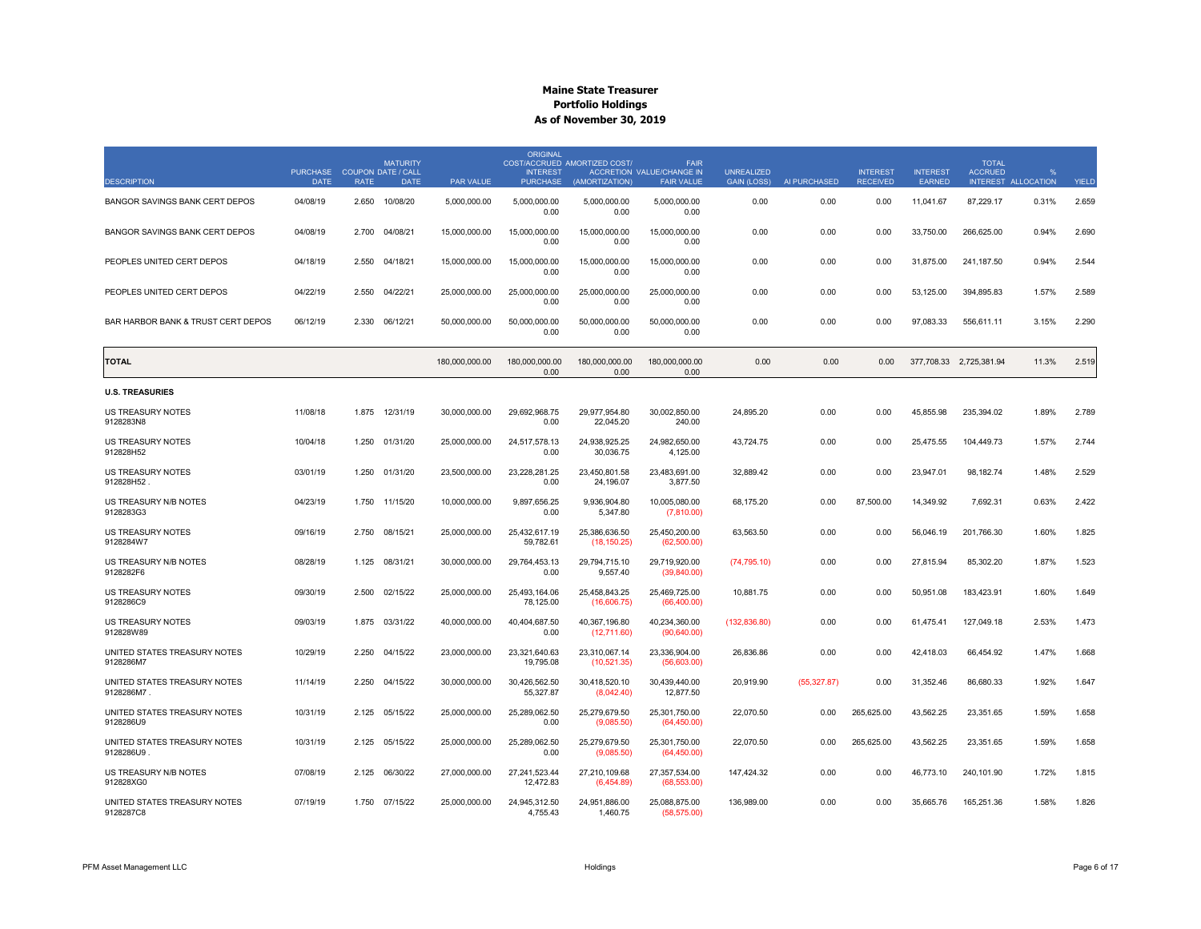# Maine State Treasurer
## Portfolio Holdings
### As of November 30, 2019

| DESCRIPTION | PURCHASE DATE | COUPON RATE | MATURITY DATE / CALL DATE | PAR VALUE | ORIGINAL COST/ACCRUED INTEREST PURCHASE | AMORTIZED COST/ ACCRETION (AMORTIZATION) | FAIR VALUE/CHANGE IN FAIR VALUE | UNREALIZED GAIN (LOSS) | AI PURCHASED | INTEREST RECEIVED | INTEREST EARNED | TOTAL ACCRUED INTEREST | % ALLOCATION | YIELD |
|---|---|---|---|---|---|---|---|---|---|---|---|---|---|---|
| BANGOR SAVINGS BANK CERT DEPOS | 04/08/19 | 2.650 | 10/08/20 | 5,000,000.00 | 5,000,000.00<br>0.00 | 5,000,000.00<br>0.00 | 5,000,000.00<br>0.00 | 0.00 | 0.00 | 0.00 | 11,041.67 | 87,229.17 | 0.31% | 2.659 |
| BANGOR SAVINGS BANK CERT DEPOS | 04/08/19 | 2.700 | 04/08/21 | 15,000,000.00 | 15,000,000.00<br>0.00 | 15,000,000.00<br>0.00 | 15,000,000.00<br>0.00 | 0.00 | 0.00 | 0.00 | 33,750.00 | 266,625.00 | 0.94% | 2.690 |
| PEOPLES UNITED CERT DEPOS | 04/18/19 | 2.550 | 04/18/21 | 15,000,000.00 | 15,000,000.00<br>0.00 | 15,000,000.00<br>0.00 | 15,000,000.00<br>0.00 | 0.00 | 0.00 | 0.00 | 31,875.00 | 241,187.50 | 0.94% | 2.544 |
| PEOPLES UNITED CERT DEPOS | 04/22/19 | 2.550 | 04/22/21 | 25,000,000.00 | 25,000,000.00<br>0.00 | 25,000,000.00<br>0.00 | 25,000,000.00<br>0.00 | 0.00 | 0.00 | 0.00 | 53,125.00 | 394,895.83 | 1.57% | 2.589 |
| BAR HARBOR BANK & TRUST CERT DEPOS | 06/12/19 | 2.330 | 06/12/21 | 50,000,000.00 | 50,000,000.00<br>0.00 | 50,000,000.00<br>0.00 | 50,000,000.00<br>0.00 | 0.00 | 0.00 | 0.00 | 97,083.33 | 556,611.11 | 3.15% | 2.290 |
| **TOTAL** | | | | 180,000,000.00 | 180,000,000.00<br>0.00 | 180,000,000.00<br>0.00 | 180,000,000.00<br>0.00 | 0.00 | 0.00 | 0.00 | 377,708.33 | 2,725,381.94 | 11.3% | 2.519 |
| **U.S. TREASURIES** | | | | | | | | | | | | | | |
| US TREASURY NOTES<br>9128283N8 | 11/08/18 | 1.875 | 12/31/19 | 30,000,000.00 | 29,692,968.75<br>0.00 | 29,977,954.80<br>22,045.20 | 30,002,850.00<br>240.00 | 24,895.20 | 0.00 | 0.00 | 45,855.98 | 235,394.02 | 1.89% | 2.789 |
| US TREASURY NOTES<br>912828H52 | 10/04/18 | 1.250 | 01/31/20 | 25,000,000.00 | 24,517,578.13<br>0.00 | 24,938,925.25<br>30,036.75 | 24,982,650.00<br>4,125.00 | 43,724.75 | 0.00 | 0.00 | 25,475.55 | 104,449.73 | 1.57% | 2.744 |
| US TREASURY NOTES<br>912828H52 . | 03/01/19 | 1.250 | 01/31/20 | 23,500,000.00 | 23,228,281.25<br>0.00 | 23,450,801.58<br>24,196.07 | 23,483,691.00<br>3,877.50 | 32,889.42 | 0.00 | 0.00 | 23,947.01 | 98,182.74 | 1.48% | 2.529 |
| US TREASURY N/B NOTES<br>9128283G3 | 04/23/19 | 1.750 | 11/15/20 | 10,000,000.00 | 9,897,656.25<br>0.00 | 9,936,904.80<br>5,347.80 | 10,005,080.00<br>(7,810.00) | 68,175.20 | 0.00 | 87,500.00 | 14,349.92 | 7,692.31 | 0.63% | 2.422 |
| US TREASURY NOTES<br>9128284W7 | 09/16/19 | 2.750 | 08/15/21 | 25,000,000.00 | 25,432,617.19<br>59,782.61 | 25,386,636.50<br>(18,150.25) | 25,450,200.00<br>(62,500.00) | 63,563.50 | 0.00 | 0.00 | 56,046.19 | 201,766.30 | 1.60% | 1.825 |
| US TREASURY N/B NOTES<br>9128282F6 | 08/28/19 | 1.125 | 08/31/21 | 30,000,000.00 | 29,764,453.13<br>0.00 | 29,794,715.10<br>9,557.40 | 29,719,920.00<br>(39,840.00) | (74,795.10) | 0.00 | 0.00 | 27,815.94 | 85,302.20 | 1.87% | 1.523 |
| US TREASURY NOTES<br>9128286C9 | 09/30/19 | 2.500 | 02/15/22 | 25,000,000.00 | 25,493,164.06<br>78,125.00 | 25,458,843.25<br>(16,606.75) | 25,469,725.00<br>(66,400.00) | 10,881.75 | 0.00 | 0.00 | 50,951.08 | 183,423.91 | 1.60% | 1.649 |
| US TREASURY NOTES<br>912828W89 | 09/03/19 | 1.875 | 03/31/22 | 40,000,000.00 | 40,404,687.50<br>0.00 | 40,367,196.80<br>(12,711.60) | 40,234,360.00<br>(90,640.00) | (132,836.80) | 0.00 | 0.00 | 61,475.41 | 127,049.18 | 2.53% | 1.473 |
| UNITED STATES TREASURY NOTES<br>9128286M7 | 10/29/19 | 2.250 | 04/15/22 | 23,000,000.00 | 23,321,640.63<br>19,795.08 | 23,310,067.14<br>(10,521.35) | 23,336,904.00<br>(56,603.00) | 26,836.86 | 0.00 | 0.00 | 42,418.03 | 66,454.92 | 1.47% | 1.668 |
| UNITED STATES TREASURY NOTES<br>9128286M7 . | 11/14/19 | 2.250 | 04/15/22 | 30,000,000.00 | 30,426,562.50<br>55,327.87 | 30,418,520.10<br>(8,042.40) | 30,439,440.00<br>12,877.50 | 20,919.90 | (55,327.87) | 0.00 | 31,352.46 | 86,680.33 | 1.92% | 1.647 |
| UNITED STATES TREASURY NOTES<br>9128286U9 | 10/31/19 | 2.125 | 05/15/22 | 25,000,000.00 | 25,289,062.50<br>0.00 | 25,279,679.50<br>(9,085.50) | 25,301,750.00<br>(64,450.00) | 22,070.50 | 0.00 | 265,625.00 | 43,562.25 | 23,351.65 | 1.59% | 1.658 |
| UNITED STATES TREASURY NOTES<br>9128286U9 . | 10/31/19 | 2.125 | 05/15/22 | 25,000,000.00 | 25,289,062.50<br>0.00 | 25,279,679.50<br>(9,085.50) | 25,301,750.00<br>(64,450.00) | 22,070.50 | 0.00 | 265,625.00 | 43,562.25 | 23,351.65 | 1.59% | 1.658 |
| US TREASURY N/B NOTES<br>912828XG0 | 07/08/19 | 2.125 | 06/30/22 | 27,000,000.00 | 27,241,523.44<br>12,472.83 | 27,210,109.68<br>(6,454.89) | 27,357,534.00<br>(68,553.00) | 147,424.32 | 0.00 | 0.00 | 46,773.10 | 240,101.90 | 1.72% | 1.815 |
| UNITED STATES TREASURY NOTES<br>9128287C8 | 07/19/19 | 1.750 | 07/15/22 | 25,000,000.00 | 24,945,312.50<br>4,755.43 | 24,951,886.00<br>1,460.75 | 25,088,875.00<br>(58,575.00) | 136,989.00 | 0.00 | 0.00 | 35,665.76 | 165,251.36 | 1.58% | 1.826 |

PFM Asset Management LLC — Holdings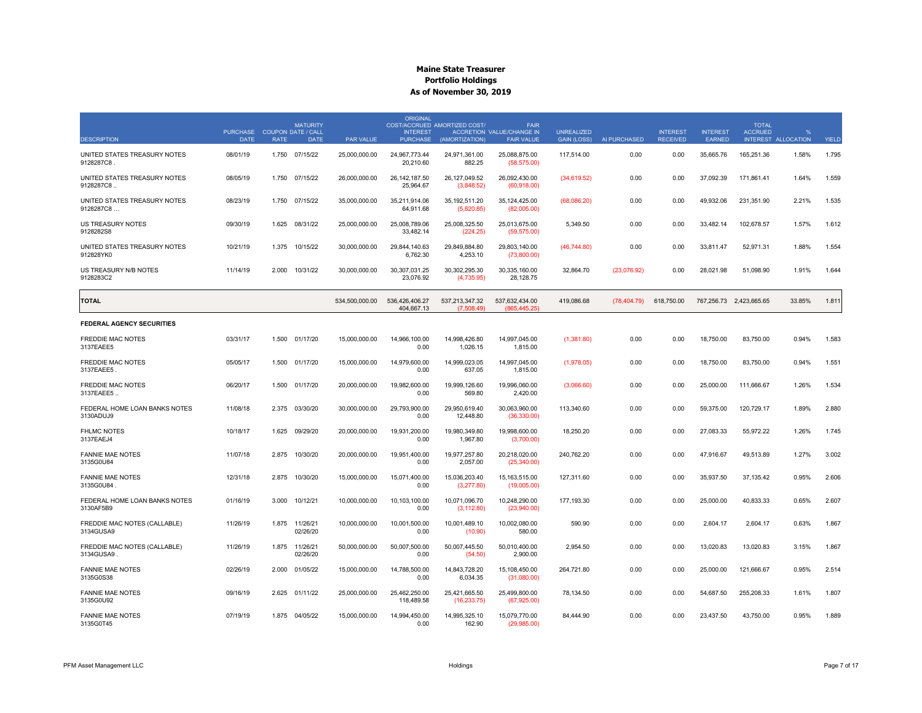# Maine State Treasurer
## Portfolio Holdings
### As of November 30, 2019

| DESCRIPTION | PURCHASE DATE | COUPON RATE | MATURITY DATE / CALL DATE | PAR VALUE | ORIGINAL COST/ACCRUED INTEREST PURCHASE | AMORTIZED COST/ ACCRETION (AMORTIZATION) | FAIR VALUE/CHANGE IN FAIR VALUE | UNREALIZED GAIN (LOSS) | AI PURCHASED | INTEREST RECEIVED | INTEREST EARNED | TOTAL ACCRUED INTEREST | % ALLOCATION | YIELD |
|---|---|---|---|---|---|---|---|---|---|---|---|---|---|---|
| UNITED STATES TREASURY NOTES 9128287C8 . | 08/01/19 | 1.750 | 07/15/22 | 25,000,000.00 | 24,967,773.44<br>20,210.60 | 24,971,361.00<br>882.25 | 25,088,875.00<br>(58,575.00) | 117,514.00 | 0.00 | 0.00 | 35,665.76 | 165,251.36 | 1.58% | 1.795 |
| UNITED STATES TREASURY NOTES 9128287C8 .. | 08/05/19 | 1.750 | 07/15/22 | 26,000,000.00 | 26,142,187.50<br>25,964.67 | 26,127,049.52<br>(3,848.52) | 26,092,430.00<br>(60,918.00) | (34,619.52) | 0.00 | 0.00 | 37,092.39 | 171,861.41 | 1.64% | 1.559 |
| UNITED STATES TREASURY NOTES 9128287C8 ... | 08/23/19 | 1.750 | 07/15/22 | 35,000,000.00 | 35,211,914.06<br>64,911.68 | 35,192,511.20<br>(5,820.85) | 35,124,425.00<br>(82,005.00) | (68,086.20) | 0.00 | 0.00 | 49,932.06 | 231,351.90 | 2.21% | 1.535 |
| US TREASURY NOTES 9128282S8 | 09/30/19 | 1.625 | 08/31/22 | 25,000,000.00 | 25,008,789.06<br>33,482.14 | 25,008,325.50<br>(224.25) | 25,013,675.00<br>(59,575.00) | 5,349.50 | 0.00 | 0.00 | 33,482.14 | 102,678.57 | 1.57% | 1.612 |
| UNITED STATES TREASURY NOTES 912828YK0 | 10/21/19 | 1.375 | 10/15/22 | 30,000,000.00 | 29,844,140.63<br>6,762.30 | 29,849,884.80<br>4,253.10 | 29,803,140.00<br>(73,800.00) | (46,744.80) | 0.00 | 0.00 | 33,811.47 | 52,971.31 | 1.88% | 1.554 |
| US TREASURY N/B NOTES 9128283C2 | 11/14/19 | 2.000 | 10/31/22 | 30,000,000.00 | 30,307,031.25<br>23,076.92 | 30,302,295.30<br>(4,735.95) | 30,335,160.00<br>28,128.75 | 32,864.70 | (23,076.92) | 0.00 | 28,021.98 | 51,098.90 | 1.91% | 1.644 |
| **TOTAL** | | | | 534,500,000.00 | 536,426,406.27<br>404,667.13 | 537,213,347.32<br>(7,508.49) | 537,632,434.00<br>(865,445.25) | 419,086.68 | (78,404.79) | 618,750.00 | 767,256.73 | 2,423,665.65 | 33.85% | 1.811 |
| **FEDERAL AGENCY SECURITIES** | | | | | | | | | | | | | | |
| FREDDIE MAC NOTES 3137EAEE5 | 03/31/17 | 1.500 | 01/17/20 | 15,000,000.00 | 14,966,100.00<br>0.00 | 14,998,426.80<br>1,026.15 | 14,997,045.00<br>1,815.00 | (1,381.80) | 0.00 | 0.00 | 18,750.00 | 83,750.00 | 0.94% | 1.583 |
| FREDDIE MAC NOTES 3137EAEE5 . | 05/05/17 | 1.500 | 01/17/20 | 15,000,000.00 | 14,979,600.00<br>0.00 | 14,999,023.05<br>637.05 | 14,997,045.00<br>1,815.00 | (1,978.05) | 0.00 | 0.00 | 18,750.00 | 83,750.00 | 0.94% | 1.551 |
| FREDDIE MAC NOTES 3137EAEE5 .. | 06/20/17 | 1.500 | 01/17/20 | 20,000,000.00 | 19,982,600.00<br>0.00 | 19,999,126.60<br>569.80 | 19,996,060.00<br>2,420.00 | (3,066.60) | 0.00 | 0.00 | 25,000.00 | 111,666.67 | 1.26% | 1.534 |
| FEDERAL HOME LOAN BANKS NOTES 3130ADUJ9 | 11/08/18 | 2.375 | 03/30/20 | 30,000,000.00 | 29,793,900.00<br>0.00 | 29,950,619.40<br>12,448.80 | 30,063,960.00<br>(36,330.00) | 113,340.60 | 0.00 | 0.00 | 59,375.00 | 120,729.17 | 1.89% | 2.880 |
| FHLMC NOTES 3137EAEJ4 | 10/18/17 | 1.625 | 09/29/20 | 20,000,000.00 | 19,931,200.00<br>0.00 | 19,980,349.80<br>1,967.80 | 19,998,600.00<br>(3,700.00) | 18,250.20 | 0.00 | 0.00 | 27,083.33 | 55,972.22 | 1.26% | 1.745 |
| FANNIE MAE NOTES 3135G0U84 | 11/07/18 | 2.875 | 10/30/20 | 20,000,000.00 | 19,951,400.00<br>0.00 | 19,977,257.80<br>2,057.00 | 20,218,020.00<br>(25,340.00) | 240,762.20 | 0.00 | 0.00 | 47,916.67 | 49,513.89 | 1.27% | 3.002 |
| FANNIE MAE NOTES 3135G0U84 . | 12/31/18 | 2.875 | 10/30/20 | 15,000,000.00 | 15,071,400.00<br>0.00 | 15,036,203.40<br>(3,277.80) | 15,163,515.00<br>(19,005.00) | 127,311.60 | 0.00 | 0.00 | 35,937.50 | 37,135.42 | 0.95% | 2.606 |
| FEDERAL HOME LOAN BANKS NOTES 3130AF5B9 | 01/16/19 | 3.000 | 10/12/21 | 10,000,000.00 | 10,103,100.00<br>0.00 | 10,071,096.70<br>(3,112.80) | 10,248,290.00<br>(23,940.00) | 177,193.30 | 0.00 | 0.00 | 25,000.00 | 40,833.33 | 0.65% | 2.607 |
| FREDDIE MAC NOTES (CALLABLE) 3134GUSA9 | 11/26/19 | 1.875 | 11/26/21<br>02/26/20 | 10,000,000.00 | 10,001,500.00<br>0.00 | 10,001,489.10<br>(10.90) | 10,002,080.00<br>580.00 | 590.90 | 0.00 | 0.00 | 2,604.17 | 2,604.17 | 0.63% | 1.867 |
| FREDDIE MAC NOTES (CALLABLE) 3134GUSA9 . | 11/26/19 | 1.875 | 11/26/21<br>02/26/20 | 50,000,000.00 | 50,007,500.00<br>0.00 | 50,007,445.50<br>(54.50) | 50,010,400.00<br>2,900.00 | 2,954.50 | 0.00 | 0.00 | 13,020.83 | 13,020.83 | 3.15% | 1.867 |
| FANNIE MAE NOTES 3135G0S38 | 02/26/19 | 2.000 | 01/05/22 | 15,000,000.00 | 14,788,500.00<br>0.00 | 14,843,728.20<br>6,034.35 | 15,108,450.00<br>(31,080.00) | 264,721.80 | 0.00 | 0.00 | 25,000.00 | 121,666.67 | 0.95% | 2.514 |
| FANNIE MAE NOTES 3135G0U92 | 09/16/19 | 2.625 | 01/11/22 | 25,000,000.00 | 25,462,250.00<br>118,489.58 | 25,421,665.50<br>(16,233.75) | 25,499,800.00<br>(67,925.00) | 78,134.50 | 0.00 | 0.00 | 54,687.50 | 255,208.33 | 1.61% | 1.807 |
| FANNIE MAE NOTES 3135G0T45 | 07/19/19 | 1.875 | 04/05/22 | 15,000,000.00 | 14,994,450.00<br>0.00 | 14,995,325.10<br>162.90 | 15,079,770.00<br>(29,985.00) | 84,444.90 | 0.00 | 0.00 | 23,437.50 | 43,750.00 | 0.95% | 1.889 |

PFM Asset Management LLC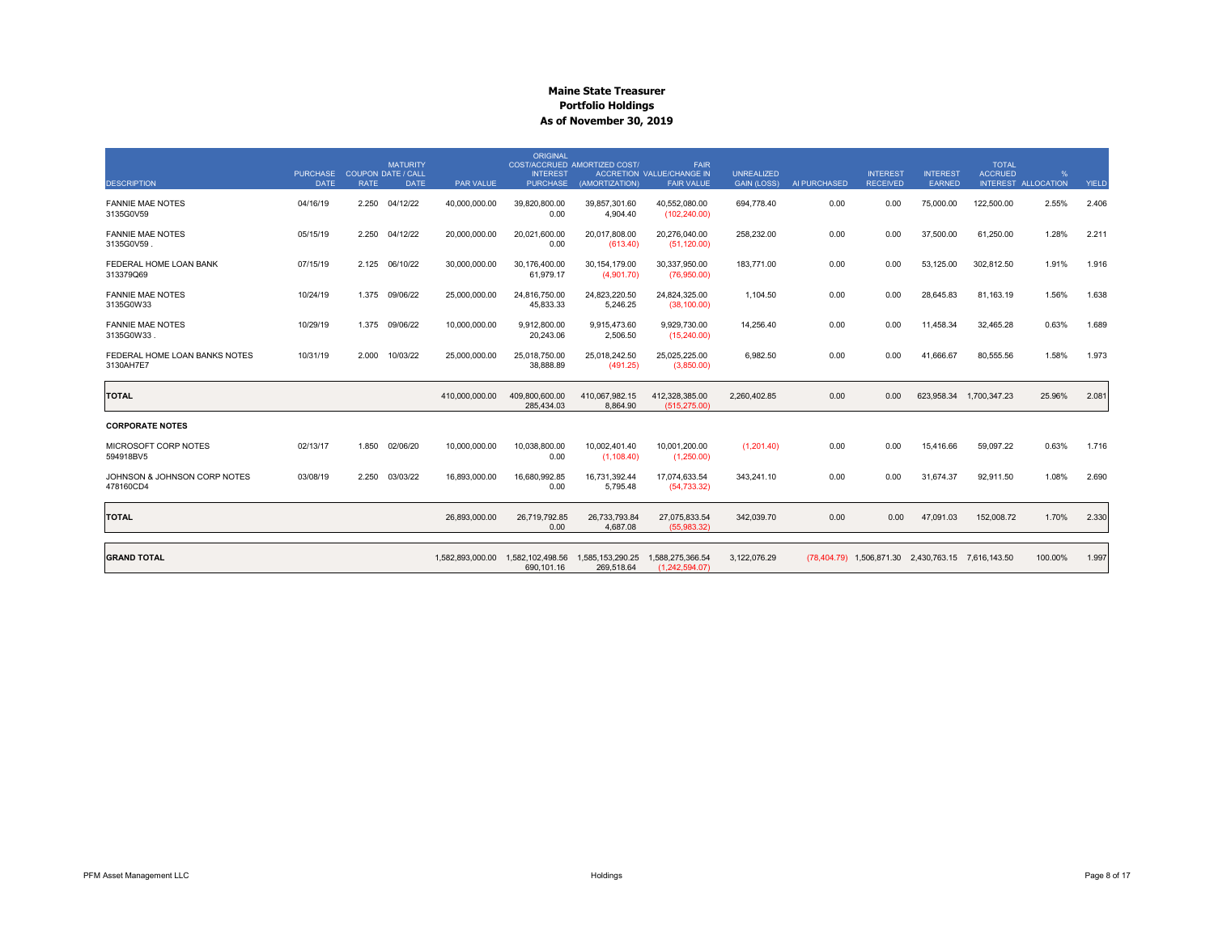# Maine State Treasurer
## Portfolio Holdings
### As of November 30, 2019

| DESCRIPTION | PURCHASE DATE | COUPON RATE | MATURITY DATE / CALL DATE | PAR VALUE | ORIGINAL COST/ACCRUED INTEREST PURCHASE | AMORTIZED COST/ ACCRETION (AMORTIZATION) | FAIR VALUE/CHANGE IN FAIR VALUE | UNREALIZED GAIN (LOSS) | AI PURCHASED | INTEREST RECEIVED | INTEREST EARNED | TOTAL ACCRUED INTEREST | % ALLOCATION | YIELD |
|---|---|---|---|---|---|---|---|---|---|---|---|---|---|---|
| FANNIE MAE NOTES 3135G0V59 | 04/16/19 | 2.250 | 04/12/22 | 40,000,000.00 | 39,820,800.00<br>0.00 | 39,857,301.60<br>4,904.40 | 40,552,080.00<br>(102,240.00) | 694,778.40 | 0.00 | 0.00 | 75,000.00 | 122,500.00 | 2.55% | 2.406 |
| FANNIE MAE NOTES 3135G0V59 . | 05/15/19 | 2.250 | 04/12/22 | 20,000,000.00 | 20,021,600.00<br>0.00 | 20,017,808.00<br>(613.40) | 20,276,040.00<br>(51,120.00) | 258,232.00 | 0.00 | 0.00 | 37,500.00 | 61,250.00 | 1.28% | 2.211 |
| FEDERAL HOME LOAN BANK 313379Q69 | 07/15/19 | 2.125 | 06/10/22 | 30,000,000.00 | 30,176,400.00<br>61,979.17 | 30,154,179.00<br>(4,901.70) | 30,337,950.00<br>(76,950.00) | 183,771.00 | 0.00 | 0.00 | 53,125.00 | 302,812.50 | 1.91% | 1.916 |
| FANNIE MAE NOTES 3135G0W33 | 10/24/19 | 1.375 | 09/06/22 | 25,000,000.00 | 24,816,750.00<br>45,833.33 | 24,823,220.50<br>5,246.25 | 24,824,325.00<br>(38,100.00) | 1,104.50 | 0.00 | 0.00 | 28,645.83 | 81,163.19 | 1.56% | 1.638 |
| FANNIE MAE NOTES 3135G0W33 . | 10/29/19 | 1.375 | 09/06/22 | 10,000,000.00 | 9,912,800.00<br>20,243.06 | 9,915,473.60<br>2,506.50 | 9,929,730.00<br>(15,240.00) | 14,256.40 | 0.00 | 0.00 | 11,458.34 | 32,465.28 | 0.63% | 1.689 |
| FEDERAL HOME LOAN BANKS NOTES 3130AH7E7 | 10/31/19 | 2.000 | 10/03/22 | 25,000,000.00 | 25,018,750.00<br>38,888.89 | 25,018,242.50<br>(491.25) | 25,025,225.00<br>(3,850.00) | 6,982.50 | 0.00 | 0.00 | 41,666.67 | 80,555.56 | 1.58% | 1.973 |
| **TOTAL** | | | | 410,000,000.00 | 409,800,600.00<br>285,434.03 | 410,067,982.15<br>8,864.90 | 412,328,385.00<br>(515,275.00) | 2,260,402.85 | 0.00 | 0.00 | 623,958.34 | 1,700,347.23 | 25.96% | 2.081 |
| **CORPORATE NOTES** | | | | | | | | | | | | | | |
| MICROSOFT CORP NOTES 594918BV5 | 02/13/17 | 1.850 | 02/06/20 | 10,000,000.00 | 10,038,800.00<br>0.00 | 10,002,401.40<br>(1,108.40) | 10,001,200.00<br>(1,250.00) | (1,201.40) | 0.00 | 0.00 | 15,416.66 | 59,097.22 | 0.63% | 1.716 |
| JOHNSON & JOHNSON CORP NOTES 478160CD4 | 03/08/19 | 2.250 | 03/03/22 | 16,893,000.00 | 16,680,992.85<br>0.00 | 16,731,392.44<br>5,795.48 | 17,074,633.54<br>(54,733.32) | 343,241.10 | 0.00 | 0.00 | 31,674.37 | 92,911.50 | 1.08% | 2.690 |
| **TOTAL** | | | | 26,893,000.00 | 26,719,792.85<br>0.00 | 26,733,793.84<br>4,687.08 | 27,075,833.54<br>(55,983.32) | 342,039.70 | 0.00 | 0.00 | 47,091.03 | 152,008.72 | 1.70% | 2.330 |
| **GRAND TOTAL** | | | | 1,582,893,000.00 | 1,582,102,498.56<br>690,101.16 | 1,585,153,290.25<br>269,518.64 | 1,588,275,366.54<br>(1,242,594.07) | 3,122,076.29 | (78,404.79) | 1,506,871.30 | 2,430,763.15 | 7,616,143.50 | 100.00% | 1.997 |

PFM Asset Management LLC

Holdings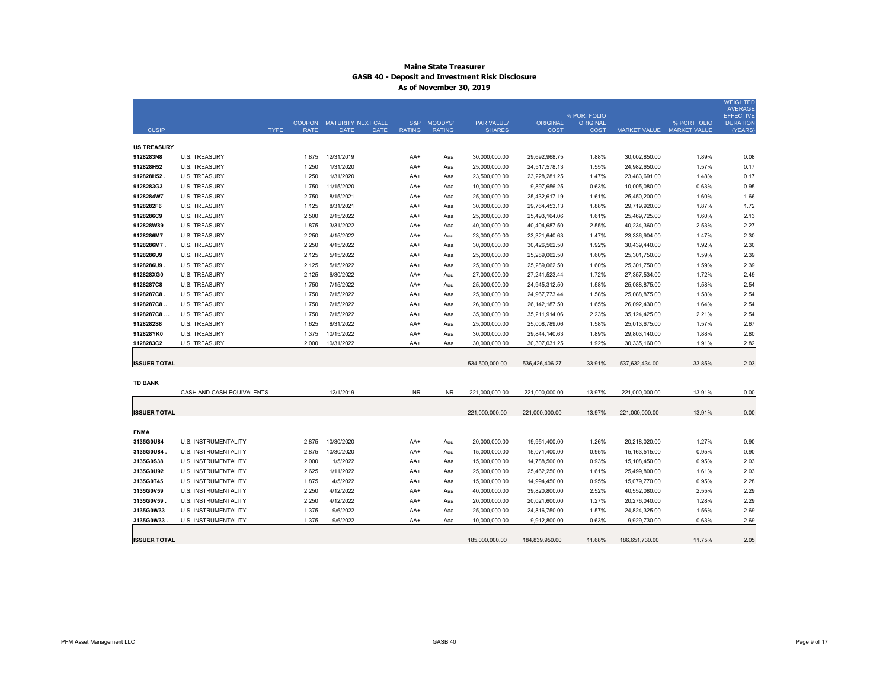# Maine State Treasurer
## GASB 40 - Deposit and Investment Risk Disclosure
### As of November 30, 2019

| CUSIP | TYPE | COUPON RATE | MATURITY DATE | NEXT CALL DATE | S&P RATING | MOODYS' RATING | PAR VALUE/ SHARES | ORIGINAL COST | % PORTFOLIO ORIGINAL COST | MARKET VALUE | % PORTFOLIO MARKET VALUE | WEIGHTED AVERAGE EFFECTIVE DURATION (YEARS) |
|---|---|---|---|---|---|---|---|---|---|---|---|---|
| **US TREASURY** | | | | | | | | | | | | |
| 9128283N8 | U.S. TREASURY | 1.875 | 12/31/2019 | | AA+ | Aaa | 30,000,000.00 | 29,692,968.75 | 1.88% | 30,002,850.00 | 1.89% | 0.08 |
| 912828H52 | U.S. TREASURY | 1.250 | 1/31/2020 | | AA+ | Aaa | 25,000,000.00 | 24,517,578.13 | 1.55% | 24,982,650.00 | 1.57% | 0.17 |
| 912828H52 . | U.S. TREASURY | 1.250 | 1/31/2020 | | AA+ | Aaa | 23,500,000.00 | 23,228,281.25 | 1.47% | 23,483,691.00 | 1.48% | 0.17 |
| 9128283G3 | U.S. TREASURY | 1.750 | 11/15/2020 | | AA+ | Aaa | 10,000,000.00 | 9,897,656.25 | 0.63% | 10,005,080.00 | 0.63% | 0.95 |
| 9128284W7 | U.S. TREASURY | 2.750 | 8/15/2021 | | AA+ | Aaa | 25,000,000.00 | 25,432,617.19 | 1.61% | 25,450,200.00 | 1.60% | 1.66 |
| 9128282F6 | U.S. TREASURY | 1.125 | 8/31/2021 | | AA+ | Aaa | 30,000,000.00 | 29,764,453.13 | 1.88% | 29,719,920.00 | 1.87% | 1.72 |
| 9128286C9 | U.S. TREASURY | 2.500 | 2/15/2022 | | AA+ | Aaa | 25,000,000.00 | 25,493,164.06 | 1.61% | 25,469,725.00 | 1.60% | 2.13 |
| 912828W89 | U.S. TREASURY | 1.875 | 3/31/2022 | | AA+ | Aaa | 40,000,000.00 | 40,404,687.50 | 2.55% | 40,234,360.00 | 2.53% | 2.27 |
| 9128286M7 | U.S. TREASURY | 2.250 | 4/15/2022 | | AA+ | Aaa | 23,000,000.00 | 23,321,640.63 | 1.47% | 23,336,904.00 | 1.47% | 2.30 |
| 9128286M7 . | U.S. TREASURY | 2.250 | 4/15/2022 | | AA+ | Aaa | 30,000,000.00 | 30,426,562.50 | 1.92% | 30,439,440.00 | 1.92% | 2.30 |
| 9128286U9 | U.S. TREASURY | 2.125 | 5/15/2022 | | AA+ | Aaa | 25,000,000.00 | 25,289,062.50 | 1.60% | 25,301,750.00 | 1.59% | 2.39 |
| 9128286U9 . | U.S. TREASURY | 2.125 | 5/15/2022 | | AA+ | Aaa | 25,000,000.00 | 25,289,062.50 | 1.60% | 25,301,750.00 | 1.59% | 2.39 |
| 912828XG0 | U.S. TREASURY | 2.125 | 6/30/2022 | | AA+ | Aaa | 27,000,000.00 | 27,241,523.44 | 1.72% | 27,357,534.00 | 1.72% | 2.49 |
| 9128287C8 | U.S. TREASURY | 1.750 | 7/15/2022 | | AA+ | Aaa | 25,000,000.00 | 24,945,312.50 | 1.58% | 25,088,875.00 | 1.58% | 2.54 |
| 9128287C8 . | U.S. TREASURY | 1.750 | 7/15/2022 | | AA+ | Aaa | 25,000,000.00 | 24,967,773.44 | 1.58% | 25,088,875.00 | 1.58% | 2.54 |
| 9128287C8 .. | U.S. TREASURY | 1.750 | 7/15/2022 | | AA+ | Aaa | 26,000,000.00 | 26,142,187.50 | 1.65% | 26,092,430.00 | 1.64% | 2.54 |
| 9128287C8 ... | U.S. TREASURY | 1.750 | 7/15/2022 | | AA+ | Aaa | 35,000,000.00 | 35,211,914.06 | 2.23% | 35,124,425.00 | 2.21% | 2.54 |
| 9128282S8 | U.S. TREASURY | 1.625 | 8/31/2022 | | AA+ | Aaa | 25,000,000.00 | 25,008,789.06 | 1.58% | 25,013,675.00 | 1.57% | 2.67 |
| 912828YK0 | U.S. TREASURY | 1.375 | 10/15/2022 | | AA+ | Aaa | 30,000,000.00 | 29,844,140.63 | 1.89% | 29,803,140.00 | 1.88% | 2.80 |
| 9128283C2 | U.S. TREASURY | 2.000 | 10/31/2022 | | AA+ | Aaa | 30,000,000.00 | 30,307,031.25 | 1.92% | 30,335,160.00 | 1.91% | 2.82 |
| **ISSUER TOTAL** | | | | | | | 534,500,000.00 | 536,426,406.27 | 33.91% | 537,632,434.00 | 33.85% | 2.03 |
| **TD BANK** | | | | | | | | | | | | |
| | CASH AND CASH EQUIVALENTS | | 12/1/2019 | | NR | NR | 221,000,000.00 | 221,000,000.00 | 13.97% | 221,000,000.00 | 13.91% | 0.00 |
| **ISSUER TOTAL** | | | | | | | 221,000,000.00 | 221,000,000.00 | 13.97% | 221,000,000.00 | 13.91% | 0.00 |
| **FNMA** | | | | | | | | | | | | |
| 3135G0U84 | U.S. INSTRUMENTALITY | 2.875 | 10/30/2020 | | AA+ | Aaa | 20,000,000.00 | 19,951,400.00 | 1.26% | 20,218,020.00 | 1.27% | 0.90 |
| 3135G0U84 . | U.S. INSTRUMENTALITY | 2.875 | 10/30/2020 | | AA+ | Aaa | 15,000,000.00 | 15,071,400.00 | 0.95% | 15,163,515.00 | 0.95% | 0.90 |
| 3135G0S38 | U.S. INSTRUMENTALITY | 2.000 | 1/5/2022 | | AA+ | Aaa | 15,000,000.00 | 14,788,500.00 | 0.93% | 15,108,450.00 | 0.95% | 2.03 |
| 3135G0U92 | U.S. INSTRUMENTALITY | 2.625 | 1/11/2022 | | AA+ | Aaa | 25,000,000.00 | 25,462,250.00 | 1.61% | 25,499,800.00 | 1.61% | 2.03 |
| 3135G0T45 | U.S. INSTRUMENTALITY | 1.875 | 4/5/2022 | | AA+ | Aaa | 15,000,000.00 | 14,994,450.00 | 0.95% | 15,079,770.00 | 0.95% | 2.28 |
| 3135G0V59 | U.S. INSTRUMENTALITY | 2.250 | 4/12/2022 | | AA+ | Aaa | 40,000,000.00 | 39,820,800.00 | 2.52% | 40,552,080.00 | 2.55% | 2.29 |
| 3135G0V59 . | U.S. INSTRUMENTALITY | 2.250 | 4/12/2022 | | AA+ | Aaa | 20,000,000.00 | 20,021,600.00 | 1.27% | 20,276,040.00 | 1.28% | 2.29 |
| 3135G0W33 | U.S. INSTRUMENTALITY | 1.375 | 9/6/2022 | | AA+ | Aaa | 25,000,000.00 | 24,816,750.00 | 1.57% | 24,824,325.00 | 1.56% | 2.69 |
| 3135G0W33 . | U.S. INSTRUMENTALITY | 1.375 | 9/6/2022 | | AA+ | Aaa | 10,000,000.00 | 9,912,800.00 | 0.63% | 9,929,730.00 | 0.63% | 2.69 |
| **ISSUER TOTAL** | | | | | | | 185,000,000.00 | 184,839,950.00 | 11.68% | 186,651,730.00 | 11.75% | 2.05 |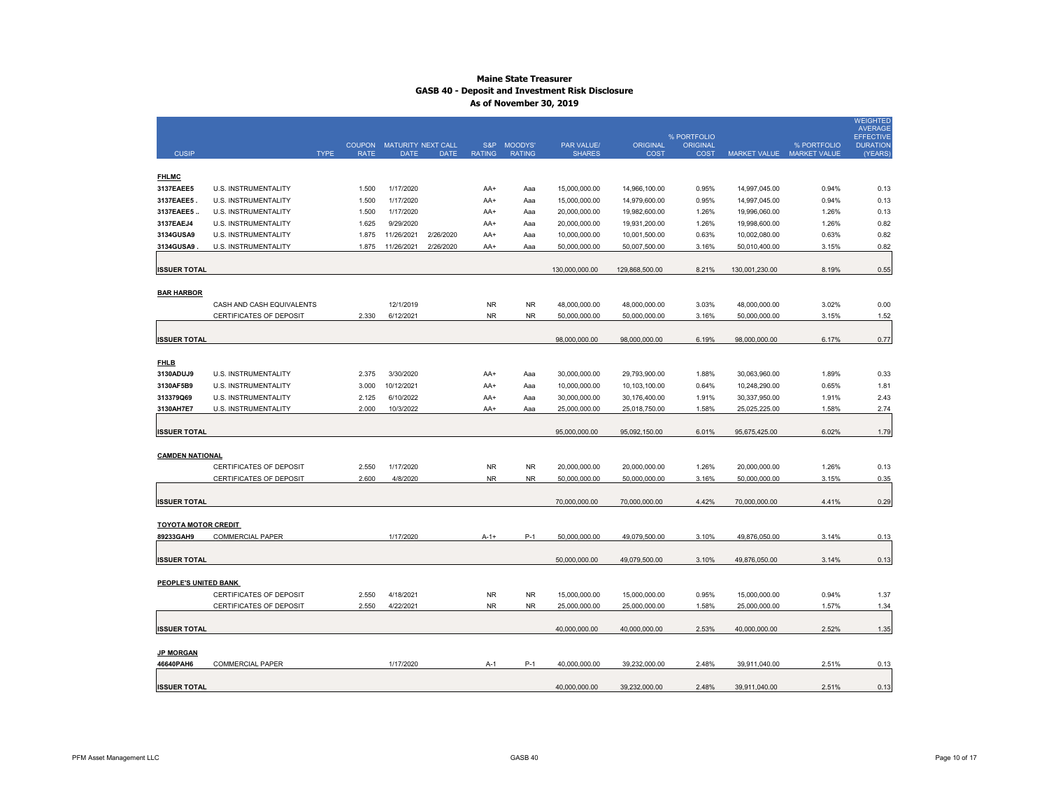# Maine State Treasurer
## GASB 40 - Deposit and Investment Risk Disclosure
### As of November 30, 2019

| CUSIP | TYPE | COUPON RATE | MATURITY DATE | NEXT CALL DATE | S&P RATING | MOODYS' RATING | PAR VALUE/ SHARES | ORIGINAL COST | % PORTFOLIO ORIGINAL COST | MARKET VALUE | % PORTFOLIO MARKET VALUE | WEIGHTED AVERAGE EFFECTIVE DURATION (YEARS) |
|---|---|---|---|---|---|---|---|---|---|---|---|---|
| **FHLMC** | | | | | | | | | | | | |
| 3137EAEE5 | U.S. INSTRUMENTALITY | 1.500 | 1/17/2020 | | AA+ | Aaa | 15,000,000.00 | 14,966,100.00 | 0.95% | 14,997,045.00 | 0.94% | 0.13 |
| 3137EAEE5 . | U.S. INSTRUMENTALITY | 1.500 | 1/17/2020 | | AA+ | Aaa | 15,000,000.00 | 14,979,600.00 | 0.95% | 14,997,045.00 | 0.94% | 0.13 |
| 3137EAEE5 .. | U.S. INSTRUMENTALITY | 1.500 | 1/17/2020 | | AA+ | Aaa | 20,000,000.00 | 19,982,600.00 | 1.26% | 19,996,060.00 | 1.26% | 0.13 |
| 3137EAEJ4 | U.S. INSTRUMENTALITY | 1.625 | 9/29/2020 | | AA+ | Aaa | 20,000,000.00 | 19,931,200.00 | 1.26% | 19,998,600.00 | 1.26% | 0.82 |
| 3134GUSA9 | U.S. INSTRUMENTALITY | 1.875 | 11/26/2021 | 2/26/2020 | AA+ | Aaa | 10,000,000.00 | 10,001,500.00 | 0.63% | 10,002,080.00 | 0.63% | 0.82 |
| 3134GUSA9 . | U.S. INSTRUMENTALITY | 1.875 | 11/26/2021 | 2/26/2020 | AA+ | Aaa | 50,000,000.00 | 50,007,500.00 | 3.16% | 50,010,400.00 | 3.15% | 0.82 |
| **ISSUER TOTAL** | | | | | | | 130,000,000.00 | 129,868,500.00 | 8.21% | 130,001,230.00 | 8.19% | 0.55 |
| **BAR HARBOR** | | | | | | | | | | | | |
| | CASH AND CASH EQUIVALENTS | | 12/1/2019 | | NR | NR | 48,000,000.00 | 48,000,000.00 | 3.03% | 48,000,000.00 | 3.02% | 0.00 |
| | CERTIFICATES OF DEPOSIT | 2.330 | 6/12/2021 | | NR | NR | 50,000,000.00 | 50,000,000.00 | 3.16% | 50,000,000.00 | 3.15% | 1.52 |
| **ISSUER TOTAL** | | | | | | | 98,000,000.00 | 98,000,000.00 | 6.19% | 98,000,000.00 | 6.17% | 0.77 |
| **FHLB** | | | | | | | | | | | | |
| 3130ADUJ9 | U.S. INSTRUMENTALITY | 2.375 | 3/30/2020 | | AA+ | Aaa | 30,000,000.00 | 29,793,900.00 | 1.88% | 30,063,960.00 | 1.89% | 0.33 |
| 3130AF5B9 | U.S. INSTRUMENTALITY | 3.000 | 10/12/2021 | | AA+ | Aaa | 10,000,000.00 | 10,103,100.00 | 0.64% | 10,248,290.00 | 0.65% | 1.81 |
| 313379Q69 | U.S. INSTRUMENTALITY | 2.125 | 6/10/2022 | | AA+ | Aaa | 30,000,000.00 | 30,176,400.00 | 1.91% | 30,337,950.00 | 1.91% | 2.43 |
| 3130AH7E7 | U.S. INSTRUMENTALITY | 2.000 | 10/3/2022 | | AA+ | Aaa | 25,000,000.00 | 25,018,750.00 | 1.58% | 25,025,225.00 | 1.58% | 2.74 |
| **ISSUER TOTAL** | | | | | | | 95,000,000.00 | 95,092,150.00 | 6.01% | 95,675,425.00 | 6.02% | 1.79 |
| **CAMDEN NATIONAL** | | | | | | | | | | | | |
| | CERTIFICATES OF DEPOSIT | 2.550 | 1/17/2020 | | NR | NR | 20,000,000.00 | 20,000,000.00 | 1.26% | 20,000,000.00 | 1.26% | 0.13 |
| | CERTIFICATES OF DEPOSIT | 2.600 | 4/8/2020 | | NR | NR | 50,000,000.00 | 50,000,000.00 | 3.16% | 50,000,000.00 | 3.15% | 0.35 |
| **ISSUER TOTAL** | | | | | | | 70,000,000.00 | 70,000,000.00 | 4.42% | 70,000,000.00 | 4.41% | 0.29 |
| **TOYOTA MOTOR CREDIT** | | | | | | | | | | | | |
| 89233GAH9 | COMMERCIAL PAPER | | 1/17/2020 | | A-1+ | P-1 | 50,000,000.00 | 49,079,500.00 | 3.10% | 49,876,050.00 | 3.14% | 0.13 |
| **ISSUER TOTAL** | | | | | | | 50,000,000.00 | 49,079,500.00 | 3.10% | 49,876,050.00 | 3.14% | 0.13 |
| **PEOPLE'S UNITED BANK** | | | | | | | | | | | | |
| | CERTIFICATES OF DEPOSIT | 2.550 | 4/18/2021 | | NR | NR | 15,000,000.00 | 15,000,000.00 | 0.95% | 15,000,000.00 | 0.94% | 1.37 |
| | CERTIFICATES OF DEPOSIT | 2.550 | 4/22/2021 | | NR | NR | 25,000,000.00 | 25,000,000.00 | 1.58% | 25,000,000.00 | 1.57% | 1.34 |
| **ISSUER TOTAL** | | | | | | | 40,000,000.00 | 40,000,000.00 | 2.53% | 40,000,000.00 | 2.52% | 1.35 |
| **JP MORGAN** | | | | | | | | | | | | |
| 46640PAH6 | COMMERCIAL PAPER | | 1/17/2020 | | A-1 | P-1 | 40,000,000.00 | 39,232,000.00 | 2.48% | 39,911,040.00 | 2.51% | 0.13 |
| **ISSUER TOTAL** | | | | | | | 40,000,000.00 | 39,232,000.00 | 2.48% | 39,911,040.00 | 2.51% | 0.13 |

PFM Asset Management LLC — GASB 40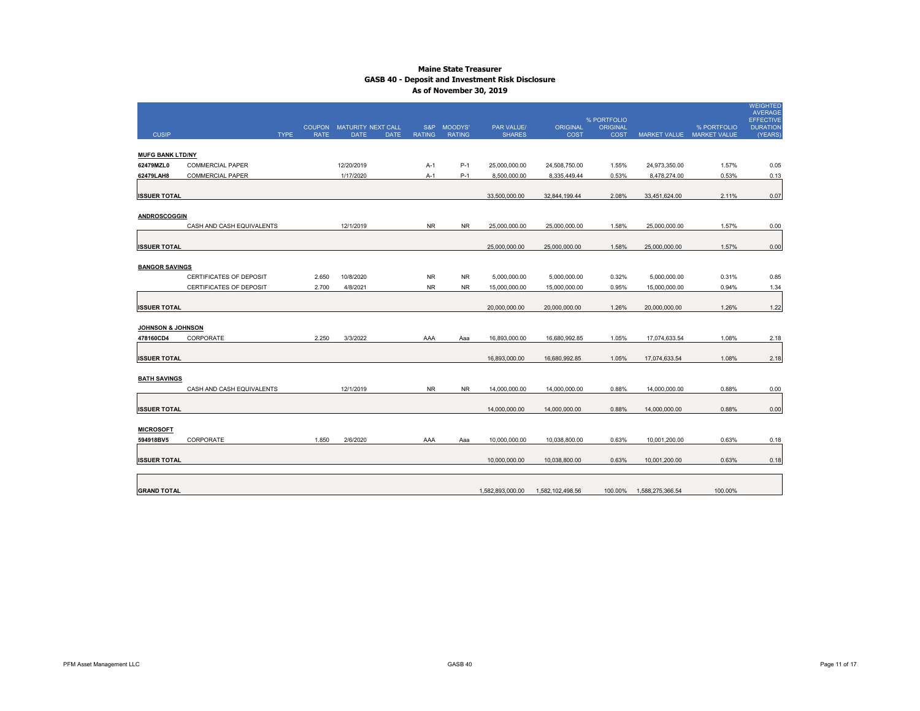# Maine State Treasurer
## GASB 40 - Deposit and Investment Risk Disclosure
### As of November 30, 2019

| CUSIP | TYPE | COUPON RATE | MATURITY DATE | NEXT CALL DATE | S&P RATING | MOODYS' RATING | PAR VALUE/ SHARES | ORIGINAL COST | % PORTFOLIO ORIGINAL COST | MARKET VALUE | % PORTFOLIO MARKET VALUE | WEIGHTED AVERAGE EFFECTIVE DURATION (YEARS) |
|---|---|---|---|---|---|---|---|---|---|---|---|---|
| **MUFG BANK LTD/NY** | | | | | | | | | | | | |
| 62479MZL0 | COMMERCIAL PAPER | | 12/20/2019 | | A-1 | P-1 | 25,000,000.00 | 24,508,750.00 | 1.55% | 24,973,350.00 | 1.57% | 0.05 |
| 62479LAH8 | COMMERCIAL PAPER | | 1/17/2020 | | A-1 | P-1 | 8,500,000.00 | 8,335,449.44 | 0.53% | 8,478,274.00 | 0.53% | 0.13 |
| **ISSUER TOTAL** | | | | | | | 33,500,000.00 | 32,844,199.44 | 2.08% | 33,451,624.00 | 2.11% | 0.07 |
| **ANDROSCOGGIN** | | | | | | | | | | | | |
| | CASH AND CASH EQUIVALENTS | | 12/1/2019 | | NR | NR | 25,000,000.00 | 25,000,000.00 | 1.58% | 25,000,000.00 | 1.57% | 0.00 |
| **ISSUER TOTAL** | | | | | | | 25,000,000.00 | 25,000,000.00 | 1.58% | 25,000,000.00 | 1.57% | 0.00 |
| **BANGOR SAVINGS** | | | | | | | | | | | | |
| | CERTIFICATES OF DEPOSIT | 2.650 | 10/8/2020 | | NR | NR | 5,000,000.00 | 5,000,000.00 | 0.32% | 5,000,000.00 | 0.31% | 0.85 |
| | CERTIFICATES OF DEPOSIT | 2.700 | 4/8/2021 | | NR | NR | 15,000,000.00 | 15,000,000.00 | 0.95% | 15,000,000.00 | 0.94% | 1.34 |
| **ISSUER TOTAL** | | | | | | | 20,000,000.00 | 20,000,000.00 | 1.26% | 20,000,000.00 | 1.26% | 1.22 |
| **JOHNSON & JOHNSON** | | | | | | | | | | | | |
| 478160CD4 | CORPORATE | 2.250 | 3/3/2022 | | AAA | Aaa | 16,893,000.00 | 16,680,992.85 | 1.05% | 17,074,633.54 | 1.08% | 2.18 |
| **ISSUER TOTAL** | | | | | | | 16,893,000.00 | 16,680,992.85 | 1.05% | 17,074,633.54 | 1.08% | 2.18 |
| **BATH SAVINGS** | | | | | | | | | | | | |
| | CASH AND CASH EQUIVALENTS | | 12/1/2019 | | NR | NR | 14,000,000.00 | 14,000,000.00 | 0.88% | 14,000,000.00 | 0.88% | 0.00 |
| **ISSUER TOTAL** | | | | | | | 14,000,000.00 | 14,000,000.00 | 0.88% | 14,000,000.00 | 0.88% | 0.00 |
| **MICROSOFT** | | | | | | | | | | | | |
| 594918BV5 | CORPORATE | 1.850 | 2/6/2020 | | AAA | Aaa | 10,000,000.00 | 10,038,800.00 | 0.63% | 10,001,200.00 | 0.63% | 0.18 |
| **ISSUER TOTAL** | | | | | | | 10,000,000.00 | 10,038,800.00 | 0.63% | 10,001,200.00 | 0.63% | 0.18 |
| **GRAND TOTAL** | | | | | | | 1,582,893,000.00 | 1,582,102,498.56 | 100.00% | 1,588,275,366.54 | 100.00% | |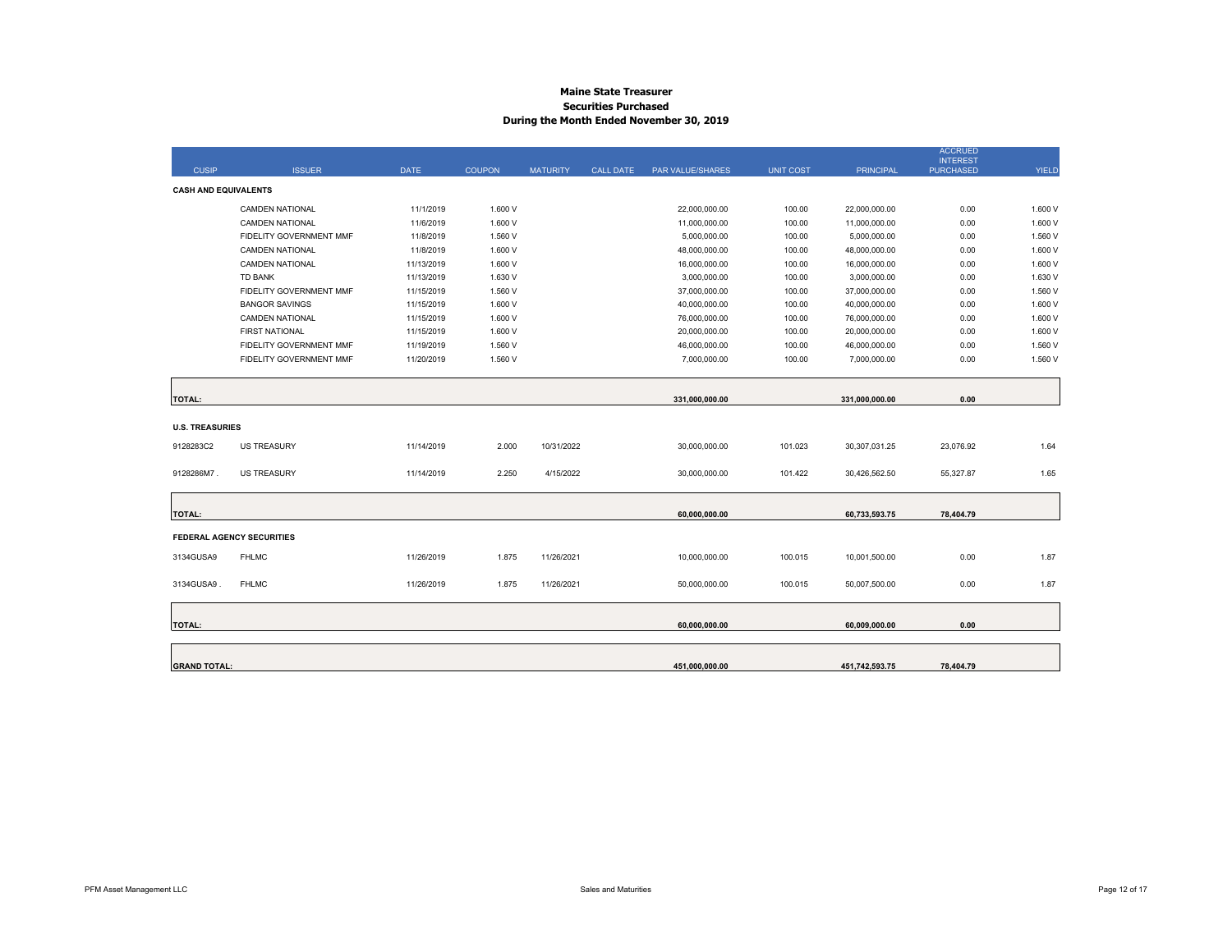# Maine State Treasurer
## Securities Purchased
### During the Month Ended November 30, 2019

| CUSIP | ISSUER | DATE | COUPON | MATURITY | CALL DATE | PAR VALUE/SHARES | UNIT COST | PRINCIPAL | ACCRUED INTEREST PURCHASED | YIELD |
|---|---|---|---|---|---|---|---|---|---|---|
| **CASH AND EQUIVALENTS** | | | | | | | | | | |
| | CAMDEN NATIONAL | 11/1/2019 | 1.600 V | | | 22,000,000.00 | 100.00 | 22,000,000.00 | 0.00 | 1.600 V |
| | CAMDEN NATIONAL | 11/6/2019 | 1.600 V | | | 11,000,000.00 | 100.00 | 11,000,000.00 | 0.00 | 1.600 V |
| | FIDELITY GOVERNMENT MMF | 11/8/2019 | 1.560 V | | | 5,000,000.00 | 100.00 | 5,000,000.00 | 0.00 | 1.560 V |
| | CAMDEN NATIONAL | 11/8/2019 | 1.600 V | | | 48,000,000.00 | 100.00 | 48,000,000.00 | 0.00 | 1.600 V |
| | CAMDEN NATIONAL | 11/13/2019 | 1.600 V | | | 16,000,000.00 | 100.00 | 16,000,000.00 | 0.00 | 1.600 V |
| | TD BANK | 11/13/2019 | 1.630 V | | | 3,000,000.00 | 100.00 | 3,000,000.00 | 0.00 | 1.630 V |
| | FIDELITY GOVERNMENT MMF | 11/15/2019 | 1.560 V | | | 37,000,000.00 | 100.00 | 37,000,000.00 | 0.00 | 1.560 V |
| | BANGOR SAVINGS | 11/15/2019 | 1.600 V | | | 40,000,000.00 | 100.00 | 40,000,000.00 | 0.00 | 1.600 V |
| | CAMDEN NATIONAL | 11/15/2019 | 1.600 V | | | 76,000,000.00 | 100.00 | 76,000,000.00 | 0.00 | 1.600 V |
| | FIRST NATIONAL | 11/15/2019 | 1.600 V | | | 20,000,000.00 | 100.00 | 20,000,000.00 | 0.00 | 1.600 V |
| | FIDELITY GOVERNMENT MMF | 11/19/2019 | 1.560 V | | | 46,000,000.00 | 100.00 | 46,000,000.00 | 0.00 | 1.560 V |
| | FIDELITY GOVERNMENT MMF | 11/20/2019 | 1.560 V | | | 7,000,000.00 | 100.00 | 7,000,000.00 | 0.00 | 1.560 V |
| **TOTAL:** | | | | | | **331,000,000.00** | | **331,000,000.00** | **0.00** | |
| **U.S. TREASURIES** | | | | | | | | | | |
| 9128283C2 | US TREASURY | 11/14/2019 | 2.000 | 10/31/2022 | | 30,000,000.00 | 101.023 | 30,307,031.25 | 23,076.92 | 1.64 |
| 9128286M7 . | US TREASURY | 11/14/2019 | 2.250 | 4/15/2022 | | 30,000,000.00 | 101.422 | 30,426,562.50 | 55,327.87 | 1.65 |
| **TOTAL:** | | | | | | **60,000,000.00** | | **60,733,593.75** | **78,404.79** | |
| **FEDERAL AGENCY SECURITIES** | | | | | | | | | | |
| 3134GUSA9 | FHLMC | 11/26/2019 | 1.875 | 11/26/2021 | | 10,000,000.00 | 100.015 | 10,001,500.00 | 0.00 | 1.87 |
| 3134GUSA9 . | FHLMC | 11/26/2019 | 1.875 | 11/26/2021 | | 50,000,000.00 | 100.015 | 50,007,500.00 | 0.00 | 1.87 |
| **TOTAL:** | | | | | | **60,000,000.00** | | **60,009,000.00** | **0.00** | |
| **GRAND TOTAL:** | | | | | | **451,000,000.00** | | **451,742,593.75** | **78,404.79** | |

PFM Asset Management LLC

Sales and Maturities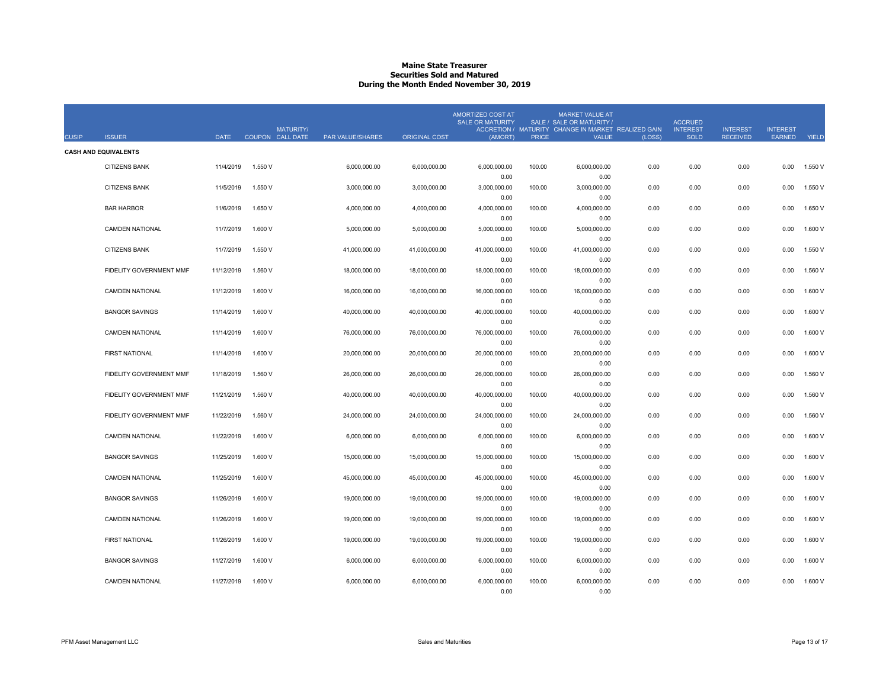# Maine State Treasurer
## Securities Sold and Matured
### During the Month Ended November 30, 2019

| CUSIP | ISSUER | DATE | COUPON | MATURITY/ CALL DATE | PAR VALUE/SHARES | ORIGINAL COST | AMORTIZED COST AT SALE OR MATURITY ACCRETION / (AMORT) | SALE / MATURITY PRICE | MARKET VALUE AT SALE OR MATURITY / CHANGE IN MARKET VALUE | REALIZED GAIN (LOSS) | ACCRUED INTEREST SOLD | INTEREST RECEIVED | INTEREST EARNED | YIELD |
|---|---|---|---|---|---|---|---|---|---|---|---|---|---|---|
| **CASH AND EQUIVALENTS** | | | | | | | | | | | | | | |
| | CITIZENS BANK | 11/4/2019 | 1.550 V | | 6,000,000.00 | 6,000,000.00 | 6,000,000.00<br>0.00 | 100.00 | 6,000,000.00<br>0.00 | 0.00 | 0.00 | 0.00 | 0.00 | 1.550 V |
| | CITIZENS BANK | 11/5/2019 | 1.550 V | | 3,000,000.00 | 3,000,000.00 | 3,000,000.00<br>0.00 | 100.00 | 3,000,000.00<br>0.00 | 0.00 | 0.00 | 0.00 | 0.00 | 1.550 V |
| | BAR HARBOR | 11/6/2019 | 1.650 V | | 4,000,000.00 | 4,000,000.00 | 4,000,000.00<br>0.00 | 100.00 | 4,000,000.00<br>0.00 | 0.00 | 0.00 | 0.00 | 0.00 | 1.650 V |
| | CAMDEN NATIONAL | 11/7/2019 | 1.600 V | | 5,000,000.00 | 5,000,000.00 | 5,000,000.00<br>0.00 | 100.00 | 5,000,000.00<br>0.00 | 0.00 | 0.00 | 0.00 | 0.00 | 1.600 V |
| | CITIZENS BANK | 11/7/2019 | 1.550 V | | 41,000,000.00 | 41,000,000.00 | 41,000,000.00<br>0.00 | 100.00 | 41,000,000.00<br>0.00 | 0.00 | 0.00 | 0.00 | 0.00 | 1.550 V |
| | FIDELITY GOVERNMENT MMF | 11/12/2019 | 1.560 V | | 18,000,000.00 | 18,000,000.00 | 18,000,000.00<br>0.00 | 100.00 | 18,000,000.00<br>0.00 | 0.00 | 0.00 | 0.00 | 0.00 | 1.560 V |
| | CAMDEN NATIONAL | 11/12/2019 | 1.600 V | | 16,000,000.00 | 16,000,000.00 | 16,000,000.00<br>0.00 | 100.00 | 16,000,000.00<br>0.00 | 0.00 | 0.00 | 0.00 | 0.00 | 1.600 V |
| | BANGOR SAVINGS | 11/14/2019 | 1.600 V | | 40,000,000.00 | 40,000,000.00 | 40,000,000.00<br>0.00 | 100.00 | 40,000,000.00<br>0.00 | 0.00 | 0.00 | 0.00 | 0.00 | 1.600 V |
| | CAMDEN NATIONAL | 11/14/2019 | 1.600 V | | 76,000,000.00 | 76,000,000.00 | 76,000,000.00<br>0.00 | 100.00 | 76,000,000.00<br>0.00 | 0.00 | 0.00 | 0.00 | 0.00 | 1.600 V |
| | FIRST NATIONAL | 11/14/2019 | 1.600 V | | 20,000,000.00 | 20,000,000.00 | 20,000,000.00<br>0.00 | 100.00 | 20,000,000.00<br>0.00 | 0.00 | 0.00 | 0.00 | 0.00 | 1.600 V |
| | FIDELITY GOVERNMENT MMF | 11/18/2019 | 1.560 V | | 26,000,000.00 | 26,000,000.00 | 26,000,000.00<br>0.00 | 100.00 | 26,000,000.00<br>0.00 | 0.00 | 0.00 | 0.00 | 0.00 | 1.560 V |
| | FIDELITY GOVERNMENT MMF | 11/21/2019 | 1.560 V | | 40,000,000.00 | 40,000,000.00 | 40,000,000.00<br>0.00 | 100.00 | 40,000,000.00<br>0.00 | 0.00 | 0.00 | 0.00 | 0.00 | 1.560 V |
| | FIDELITY GOVERNMENT MMF | 11/22/2019 | 1.560 V | | 24,000,000.00 | 24,000,000.00 | 24,000,000.00<br>0.00 | 100.00 | 24,000,000.00<br>0.00 | 0.00 | 0.00 | 0.00 | 0.00 | 1.560 V |
| | CAMDEN NATIONAL | 11/22/2019 | 1.600 V | | 6,000,000.00 | 6,000,000.00 | 6,000,000.00<br>0.00 | 100.00 | 6,000,000.00<br>0.00 | 0.00 | 0.00 | 0.00 | 0.00 | 1.600 V |
| | BANGOR SAVINGS | 11/25/2019 | 1.600 V | | 15,000,000.00 | 15,000,000.00 | 15,000,000.00<br>0.00 | 100.00 | 15,000,000.00<br>0.00 | 0.00 | 0.00 | 0.00 | 0.00 | 1.600 V |
| | CAMDEN NATIONAL | 11/25/2019 | 1.600 V | | 45,000,000.00 | 45,000,000.00 | 45,000,000.00<br>0.00 | 100.00 | 45,000,000.00<br>0.00 | 0.00 | 0.00 | 0.00 | 0.00 | 1.600 V |
| | BANGOR SAVINGS | 11/26/2019 | 1.600 V | | 19,000,000.00 | 19,000,000.00 | 19,000,000.00<br>0.00 | 100.00 | 19,000,000.00<br>0.00 | 0.00 | 0.00 | 0.00 | 0.00 | 1.600 V |
| | CAMDEN NATIONAL | 11/26/2019 | 1.600 V | | 19,000,000.00 | 19,000,000.00 | 19,000,000.00<br>0.00 | 100.00 | 19,000,000.00<br>0.00 | 0.00 | 0.00 | 0.00 | 0.00 | 1.600 V |
| | FIRST NATIONAL | 11/26/2019 | 1.600 V | | 19,000,000.00 | 19,000,000.00 | 19,000,000.00<br>0.00 | 100.00 | 19,000,000.00<br>0.00 | 0.00 | 0.00 | 0.00 | 0.00 | 1.600 V |
| | BANGOR SAVINGS | 11/27/2019 | 1.600 V | | 6,000,000.00 | 6,000,000.00 | 6,000,000.00<br>0.00 | 100.00 | 6,000,000.00<br>0.00 | 0.00 | 0.00 | 0.00 | 0.00 | 1.600 V |
| | CAMDEN NATIONAL | 11/27/2019 | 1.600 V | | 6,000,000.00 | 6,000,000.00 | 6,000,000.00<br>0.00 | 100.00 | 6,000,000.00<br>0.00 | 0.00 | 0.00 | 0.00 | 0.00 | 1.600 V |

PFM Asset Management LLC — Sales and Maturities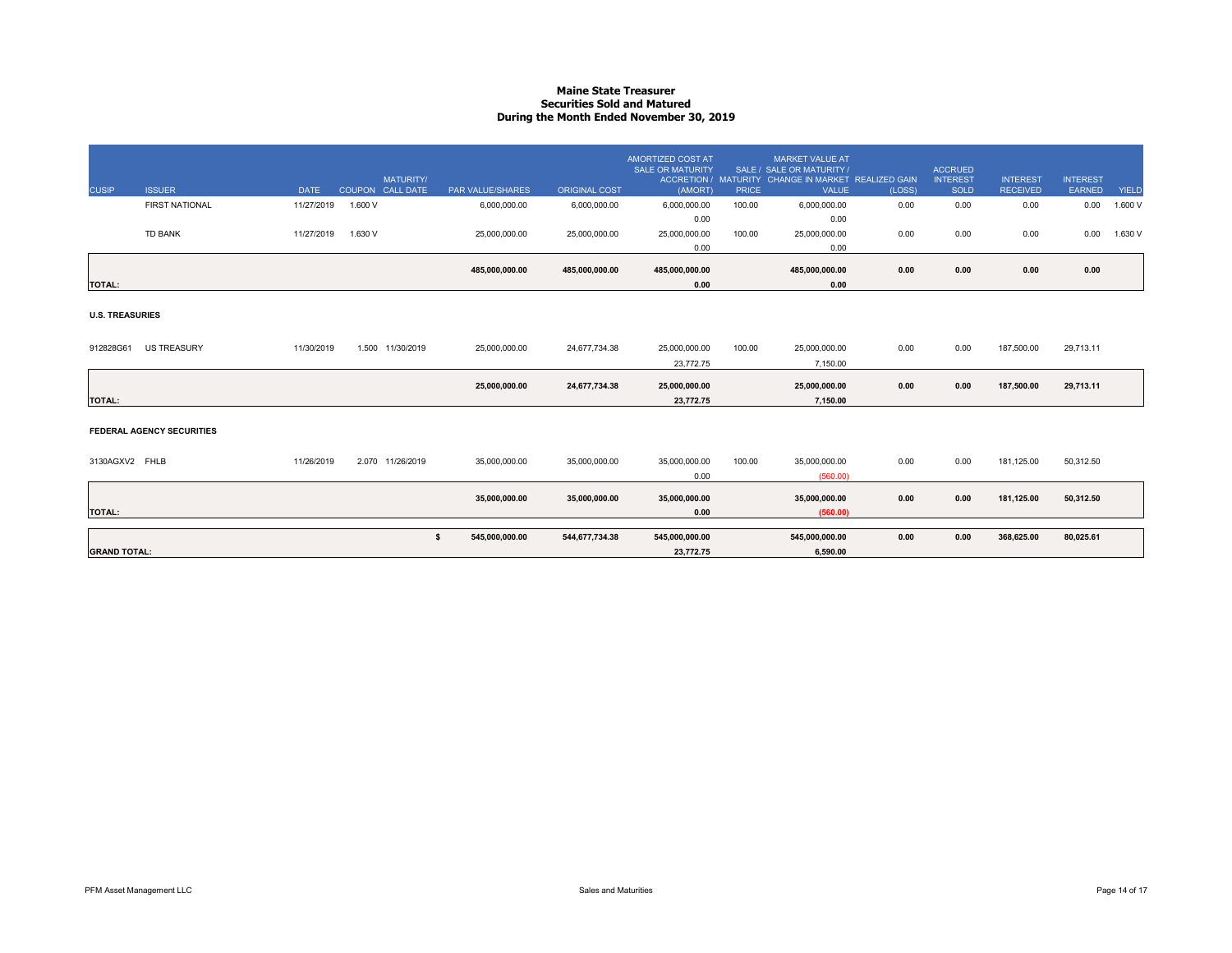# Maine State Treasurer
## Securities Sold and Matured
## During the Month Ended November 30, 2019

| CUSIP | ISSUER | DATE | COUPON | MATURITY/ CALL DATE | PAR VALUE/SHARES | ORIGINAL COST | AMORTIZED COST AT SALE OR MATURITY ACCRETION / (AMORT) | SALE / MATURITY PRICE | MARKET VALUE AT SALE OR MATURITY / CHANGE IN MARKET VALUE | REALIZED GAIN (LOSS) | ACCRUED INTEREST SOLD | INTEREST RECEIVED | INTEREST EARNED | YIELD |
|---|---|---|---|---|---|---|---|---|---|---|---|---|---|---|
| | FIRST NATIONAL | 11/27/2019 | 1.600 V | | 6,000,000.00 | 6,000,000.00 | 6,000,000.00 | 100.00 | 6,000,000.00 | 0.00 | 0.00 | 0.00 | 0.00 | 1.600 V |
| | | | | | | | 0.00 | | 0.00 | | | | | |
| | TD BANK | 11/27/2019 | 1.630 V | | 25,000,000.00 | 25,000,000.00 | 25,000,000.00 | 100.00 | 25,000,000.00 | 0.00 | 0.00 | 0.00 | 0.00 | 1.630 V |
| | | | | | | | 0.00 | | 0.00 | | | | | |
| | | | | | **485,000,000.00** | **485,000,000.00** | **485,000,000.00** | | **485,000,000.00** | **0.00** | **0.00** | **0.00** | **0.00** | |
| **TOTAL:** | | | | | | | **0.00** | | **0.00** | | | | | |
| **U.S. TREASURIES** | | | | | | | | | | | | | | |
| 912828G61 | US TREASURY | 11/30/2019 | 1.500 | 11/30/2019 | 25,000,000.00 | 24,677,734.38 | 25,000,000.00 | 100.00 | 25,000,000.00 | 0.00 | 0.00 | 187,500.00 | 29,713.11 | |
| | | | | | | | 23,772.75 | | 7,150.00 | | | | | |
| | | | | | **25,000,000.00** | **24,677,734.38** | **25,000,000.00** | | **25,000,000.00** | **0.00** | **0.00** | **187,500.00** | **29,713.11** | |
| **TOTAL:** | | | | | | | **23,772.75** | | **7,150.00** | | | | | |
| **FEDERAL AGENCY SECURITIES** | | | | | | | | | | | | | | |
| 3130AGXV2 | FHLB | 11/26/2019 | 2.070 | 11/26/2019 | 35,000,000.00 | 35,000,000.00 | 35,000,000.00 | 100.00 | 35,000,000.00 | 0.00 | 0.00 | 181,125.00 | 50,312.50 | |
| | | | | | | | 0.00 | | (560.00) | | | | | |
| | | | | | **35,000,000.00** | **35,000,000.00** | **35,000,000.00** | | **35,000,000.00** | **0.00** | **0.00** | **181,125.00** | **50,312.50** | |
| **TOTAL:** | | | | | | | **0.00** | | **(560.00)** | | | | | |
| | | | | | **$ 545,000,000.00** | **544,677,734.38** | **545,000,000.00** | | **545,000,000.00** | **0.00** | **0.00** | **368,625.00** | **80,025.61** | |
| **GRAND TOTAL:** | | | | | | | **23,772.75** | | **6,590.00** | | | | | |

PFM Asset Management LLC — Sales and Maturities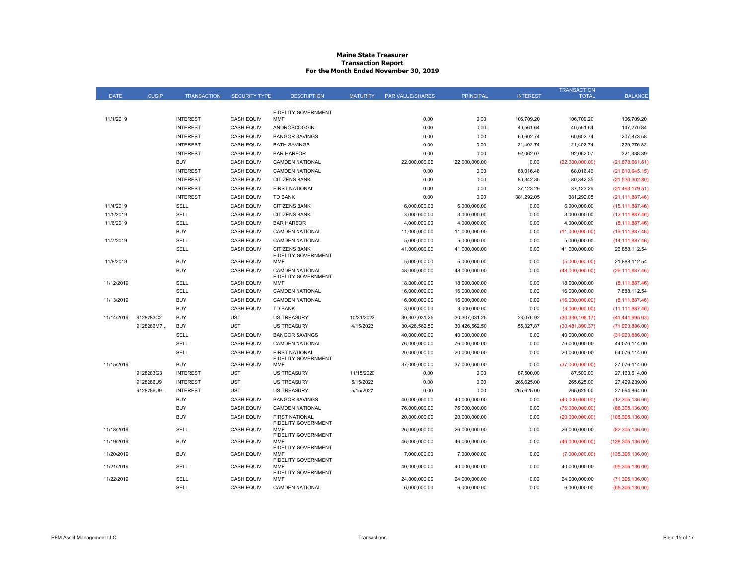# Maine State Treasurer
## Transaction Report
## For the Month Ended November 30, 2019

| DATE | CUSIP | TRANSACTION | SECURITY TYPE | DESCRIPTION | MATURITY | PAR VALUE/SHARES | PRINCIPAL | INTEREST | TRANSACTION TOTAL | BALANCE |
|---|---|---|---|---|---|---|---|---|---|---|
| 11/1/2019 | | INTEREST | CASH EQUIV | FIDELITY GOVERNMENT MMF | | 0.00 | 0.00 | 106,709.20 | 106,709.20 | 106,709.20 |
| | | INTEREST | CASH EQUIV | ANDROSCOGGIN | | 0.00 | 0.00 | 40,561.64 | 40,561.64 | 147,270.84 |
| | | INTEREST | CASH EQUIV | BANGOR SAVINGS | | 0.00 | 0.00 | 60,602.74 | 60,602.74 | 207,873.58 |
| | | INTEREST | CASH EQUIV | BATH SAVINGS | | 0.00 | 0.00 | 21,402.74 | 21,402.74 | 229,276.32 |
| | | INTEREST | CASH EQUIV | BAR HARBOR | | 0.00 | 0.00 | 92,062.07 | 92,062.07 | 321,338.39 |
| | | BUY | CASH EQUIV | CAMDEN NATIONAL | | 22,000,000.00 | 22,000,000.00 | 0.00 | (22,000,000.00) | (21,678,661.61) |
| | | INTEREST | CASH EQUIV | CAMDEN NATIONAL | | 0.00 | 0.00 | 68,016.46 | 68,016.46 | (21,610,645.15) |
| | | INTEREST | CASH EQUIV | CITIZENS BANK | | 0.00 | 0.00 | 80,342.35 | 80,342.35 | (21,530,302.80) |
| | | INTEREST | CASH EQUIV | FIRST NATIONAL | | 0.00 | 0.00 | 37,123.29 | 37,123.29 | (21,493,179.51) |
| | | INTEREST | CASH EQUIV | TD BANK | | 0.00 | 0.00 | 381,292.05 | 381,292.05 | (21,111,887.46) |
| 11/4/2019 | | SELL | CASH EQUIV | CITIZENS BANK | | 6,000,000.00 | 6,000,000.00 | 0.00 | 6,000,000.00 | (15,111,887.46) |
| 11/5/2019 | | SELL | CASH EQUIV | CITIZENS BANK | | 3,000,000.00 | 3,000,000.00 | 0.00 | 3,000,000.00 | (12,111,887.46) |
| 11/6/2019 | | SELL | CASH EQUIV | BAR HARBOR | | 4,000,000.00 | 4,000,000.00 | 0.00 | 4,000,000.00 | (8,111,887.46) |
| | | BUY | CASH EQUIV | CAMDEN NATIONAL | | 11,000,000.00 | 11,000,000.00 | 0.00 | (11,000,000.00) | (19,111,887.46) |
| 11/7/2019 | | SELL | CASH EQUIV | CAMDEN NATIONAL | | 5,000,000.00 | 5,000,000.00 | 0.00 | 5,000,000.00 | (14,111,887.46) |
| | | SELL | CASH EQUIV | CITIZENS BANK | | 41,000,000.00 | 41,000,000.00 | 0.00 | 41,000,000.00 | 26,888,112.54 |
| 11/8/2019 | | BUY | CASH EQUIV | FIDELITY GOVERNMENT MMF | | 5,000,000.00 | 5,000,000.00 | 0.00 | (5,000,000.00) | 21,888,112.54 |
| | | BUY | CASH EQUIV | CAMDEN NATIONAL | | 48,000,000.00 | 48,000,000.00 | 0.00 | (48,000,000.00) | (26,111,887.46) |
| 11/12/2019 | | SELL | CASH EQUIV | FIDELITY GOVERNMENT MMF | | 18,000,000.00 | 18,000,000.00 | 0.00 | 18,000,000.00 | (8,111,887.46) |
| | | SELL | CASH EQUIV | CAMDEN NATIONAL | | 16,000,000.00 | 16,000,000.00 | 0.00 | 16,000,000.00 | 7,888,112.54 |
| 11/13/2019 | | BUY | CASH EQUIV | CAMDEN NATIONAL | | 16,000,000.00 | 16,000,000.00 | 0.00 | (16,000,000.00) | (8,111,887.46) |
| | | BUY | CASH EQUIV | TD BANK | | 3,000,000.00 | 3,000,000.00 | 0.00 | (3,000,000.00) | (11,111,887.46) |
| 11/14/2019 | 9128283C2 | BUY | UST | US TREASURY | 10/31/2022 | 30,307,031.25 | 30,307,031.25 | 23,076.92 | (30,330,108.17) | (41,441,995.63) |
| | 9128286M7 . | BUY | UST | US TREASURY | 4/15/2022 | 30,426,562.50 | 30,426,562.50 | 55,327.87 | (30,481,890.37) | (71,923,886.00) |
| | | SELL | CASH EQUIV | BANGOR SAVINGS | | 40,000,000.00 | 40,000,000.00 | 0.00 | 40,000,000.00 | (31,923,886.00) |
| | | SELL | CASH EQUIV | CAMDEN NATIONAL | | 76,000,000.00 | 76,000,000.00 | 0.00 | 76,000,000.00 | 44,076,114.00 |
| | | SELL | CASH EQUIV | FIRST NATIONAL | | 20,000,000.00 | 20,000,000.00 | 0.00 | 20,000,000.00 | 64,076,114.00 |
| 11/15/2019 | | BUY | CASH EQUIV | FIDELITY GOVERNMENT MMF | | 37,000,000.00 | 37,000,000.00 | 0.00 | (37,000,000.00) | 27,076,114.00 |
| | 9128283G3 | INTEREST | UST | US TREASURY | 11/15/2020 | 0.00 | 0.00 | 87,500.00 | 87,500.00 | 27,163,614.00 |
| | 9128286U9 | INTEREST | UST | US TREASURY | 5/15/2022 | 0.00 | 0.00 | 265,625.00 | 265,625.00 | 27,429,239.00 |
| | 9128286U9 . | INTEREST | UST | US TREASURY | 5/15/2022 | 0.00 | 0.00 | 265,625.00 | 265,625.00 | 27,694,864.00 |
| | | BUY | CASH EQUIV | BANGOR SAVINGS | | 40,000,000.00 | 40,000,000.00 | 0.00 | (40,000,000.00) | (12,305,136.00) |
| | | BUY | CASH EQUIV | CAMDEN NATIONAL | | 76,000,000.00 | 76,000,000.00 | 0.00 | (76,000,000.00) | (88,305,136.00) |
| | | BUY | CASH EQUIV | FIRST NATIONAL | | 20,000,000.00 | 20,000,000.00 | 0.00 | (20,000,000.00) | (108,305,136.00) |
| 11/18/2019 | | SELL | CASH EQUIV | FIDELITY GOVERNMENT MMF | | 26,000,000.00 | 26,000,000.00 | 0.00 | 26,000,000.00 | (82,305,136.00) |
| 11/19/2019 | | BUY | CASH EQUIV | FIDELITY GOVERNMENT MMF | | 46,000,000.00 | 46,000,000.00 | 0.00 | (46,000,000.00) | (128,305,136.00) |
| 11/20/2019 | | BUY | CASH EQUIV | FIDELITY GOVERNMENT MMF | | 7,000,000.00 | 7,000,000.00 | 0.00 | (7,000,000.00) | (135,305,136.00) |
| 11/21/2019 | | SELL | CASH EQUIV | FIDELITY GOVERNMENT MMF | | 40,000,000.00 | 40,000,000.00 | 0.00 | 40,000,000.00 | (95,305,136.00) |
| 11/22/2019 | | SELL | CASH EQUIV | FIDELITY GOVERNMENT MMF | | 24,000,000.00 | 24,000,000.00 | 0.00 | 24,000,000.00 | (71,305,136.00) |
| | | SELL | CASH EQUIV | CAMDEN NATIONAL | | 6,000,000.00 | 6,000,000.00 | 0.00 | 6,000,000.00 | (65,305,136.00) |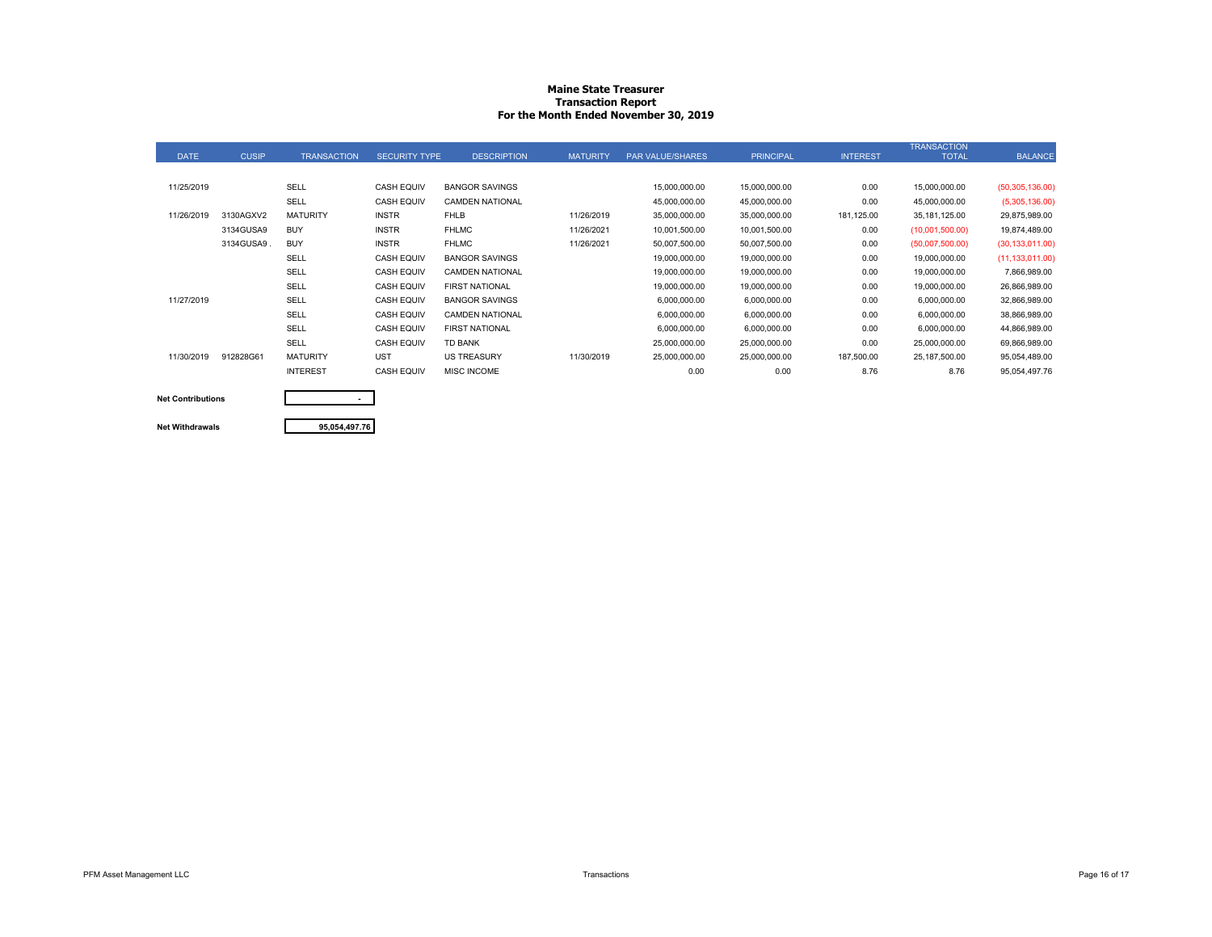# Maine State Treasurer
## Transaction Report
### For the Month Ended November 30, 2019

| DATE | CUSIP | TRANSACTION | SECURITY TYPE | DESCRIPTION | MATURITY | PAR VALUE/SHARES | PRINCIPAL | INTEREST | TRANSACTION TOTAL | BALANCE |
|---|---|---|---|---|---|---|---|---|---|---|
| 11/25/2019 | | SELL | CASH EQUIV | BANGOR SAVINGS | | 15,000,000.00 | 15,000,000.00 | 0.00 | 15,000,000.00 | (50,305,136.00) |
| | | SELL | CASH EQUIV | CAMDEN NATIONAL | | 45,000,000.00 | 45,000,000.00 | 0.00 | 45,000,000.00 | (5,305,136.00) |
| 11/26/2019 | 3130AGXV2 | MATURITY | INSTR | FHLB | 11/26/2019 | 35,000,000.00 | 35,000,000.00 | 181,125.00 | 35,181,125.00 | 29,875,989.00 |
| | 3134GUSA9 | BUY | INSTR | FHLMC | 11/26/2021 | 10,001,500.00 | 10,001,500.00 | 0.00 | (10,001,500.00) | 19,874,489.00 |
| | 3134GUSA9 . | BUY | INSTR | FHLMC | 11/26/2021 | 50,007,500.00 | 50,007,500.00 | 0.00 | (50,007,500.00) | (30,133,011.00) |
| | | SELL | CASH EQUIV | BANGOR SAVINGS | | 19,000,000.00 | 19,000,000.00 | 0.00 | 19,000,000.00 | (11,133,011.00) |
| | | SELL | CASH EQUIV | CAMDEN NATIONAL | | 19,000,000.00 | 19,000,000.00 | 0.00 | 19,000,000.00 | 7,866,989.00 |
| | | SELL | CASH EQUIV | FIRST NATIONAL | | 19,000,000.00 | 19,000,000.00 | 0.00 | 19,000,000.00 | 26,866,989.00 |
| 11/27/2019 | | SELL | CASH EQUIV | BANGOR SAVINGS | | 6,000,000.00 | 6,000,000.00 | 0.00 | 6,000,000.00 | 32,866,989.00 |
| | | SELL | CASH EQUIV | CAMDEN NATIONAL | | 6,000,000.00 | 6,000,000.00 | 0.00 | 6,000,000.00 | 38,866,989.00 |
| | | SELL | CASH EQUIV | FIRST NATIONAL | | 6,000,000.00 | 6,000,000.00 | 0.00 | 6,000,000.00 | 44,866,989.00 |
| | | SELL | CASH EQUIV | TD BANK | | 25,000,000.00 | 25,000,000.00 | 0.00 | 25,000,000.00 | 69,866,989.00 |
| 11/30/2019 | 912828G61 | MATURITY | UST | US TREASURY | 11/30/2019 | 25,000,000.00 | 25,000,000.00 | 187,500.00 | 25,187,500.00 | 95,054,489.00 |
| | | INTEREST | CASH EQUIV | MISC INCOME | | 0.00 | 0.00 | 8.76 | 8.76 | 95,054,497.76 |

| | |
|---|---|
| **Net Contributions** | - |
| **Net Withdrawals** | 95,054,497.76 |

PFM Asset Management LLC

Transactions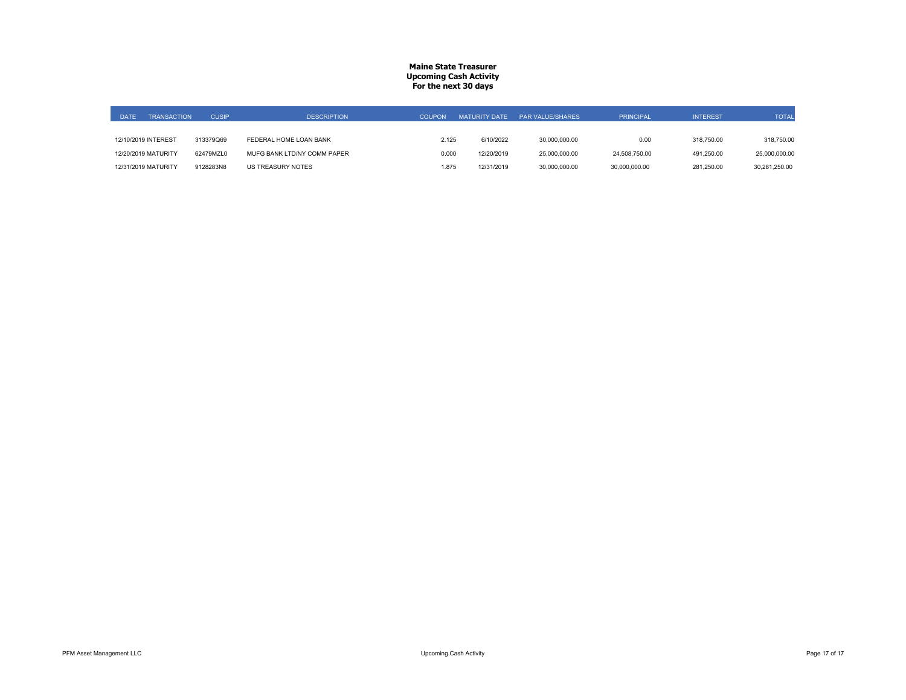# Maine State Treasurer
## Upcoming Cash Activity
### For the next 30 days

| DATE | TRANSACTION | CUSIP | DESCRIPTION | COUPON | MATURITY DATE | PAR VALUE/SHARES | PRINCIPAL | INTEREST | TOTAL |
|---|---|---|---|---|---|---|---|---|---|
| 12/10/2019 | INTEREST | 313379Q69 | FEDERAL HOME LOAN BANK | 2.125 | 6/10/2022 | 30,000,000.00 | 0.00 | 318,750.00 | 318,750.00 |
| 12/20/2019 | MATURITY | 62479MZL0 | MUFG BANK LTD/NY COMM PAPER | 0.000 | 12/20/2019 | 25,000,000.00 | 24,508,750.00 | 491,250.00 | 25,000,000.00 |
| 12/31/2019 | MATURITY | 9128283N8 | US TREASURY NOTES | 1.875 | 12/31/2019 | 30,000,000.00 | 30,000,000.00 | 281,250.00 | 30,281,250.00 |